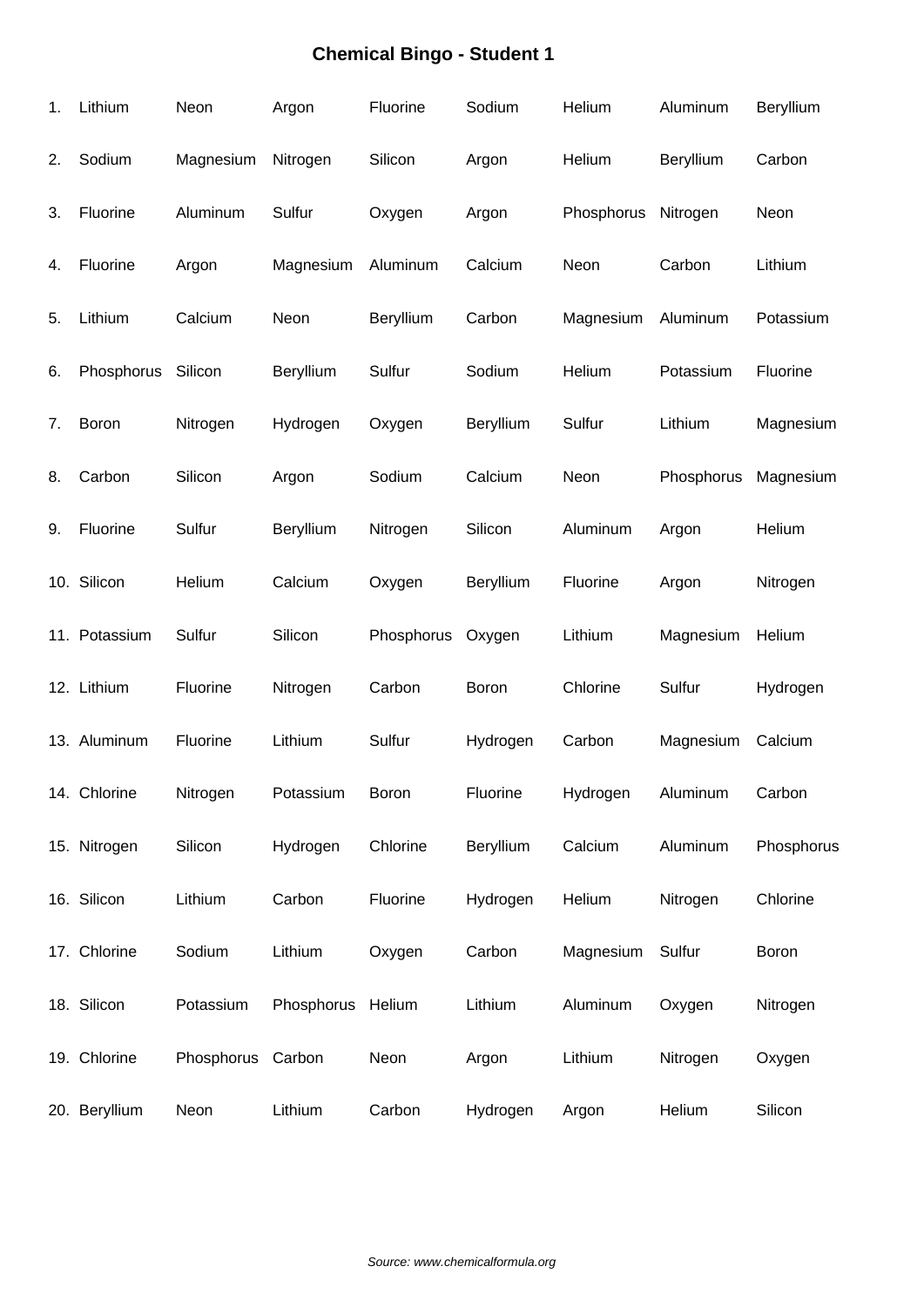# Chemical Bingo - Student 1

| | | | | | | | | |
|---|---|---|---|---|---|---|---|---|
| 1. | Lithium | Neon | Argon | Fluorine | Sodium | Helium | Aluminum | Beryllium |
| 2. | Sodium | Magnesium | Nitrogen | Silicon | Argon | Helium | Beryllium | Carbon |
| 3. | Fluorine | Aluminum | Sulfur | Oxygen | Argon | Phosphorus | Nitrogen | Neon |
| 4. | Fluorine | Argon | Magnesium | Aluminum | Calcium | Neon | Carbon | Lithium |
| 5. | Lithium | Calcium | Neon | Beryllium | Carbon | Magnesium | Aluminum | Potassium |
| 6. | Phosphorus | Silicon | Beryllium | Sulfur | Sodium | Helium | Potassium | Fluorine |
| 7. | Boron | Nitrogen | Hydrogen | Oxygen | Beryllium | Sulfur | Lithium | Magnesium |
| 8. | Carbon | Silicon | Argon | Sodium | Calcium | Neon | Phosphorus | Magnesium |
| 9. | Fluorine | Sulfur | Beryllium | Nitrogen | Silicon | Aluminum | Argon | Helium |
| 10. | Silicon | Helium | Calcium | Oxygen | Beryllium | Fluorine | Argon | Nitrogen |
| 11. | Potassium | Sulfur | Silicon | Phosphorus | Oxygen | Lithium | Magnesium | Helium |
| 12. | Lithium | Fluorine | Nitrogen | Carbon | Boron | Chlorine | Sulfur | Hydrogen |
| 13. | Aluminum | Fluorine | Lithium | Sulfur | Hydrogen | Carbon | Magnesium | Calcium |
| 14. | Chlorine | Nitrogen | Potassium | Boron | Fluorine | Hydrogen | Aluminum | Carbon |
| 15. | Nitrogen | Silicon | Hydrogen | Chlorine | Beryllium | Calcium | Aluminum | Phosphorus |
| 16. | Silicon | Lithium | Carbon | Fluorine | Hydrogen | Helium | Nitrogen | Chlorine |
| 17. | Chlorine | Sodium | Lithium | Oxygen | Carbon | Magnesium | Sulfur | Boron |
| 18. | Silicon | Potassium | Phosphorus | Helium | Lithium | Aluminum | Oxygen | Nitrogen |
| 19. | Chlorine | Phosphorus | Carbon | Neon | Argon | Lithium | Nitrogen | Oxygen |
| 20. | Beryllium | Neon | Lithium | Carbon | Hydrogen | Argon | Helium | Silicon |

*Source: www.chemicalformula.org*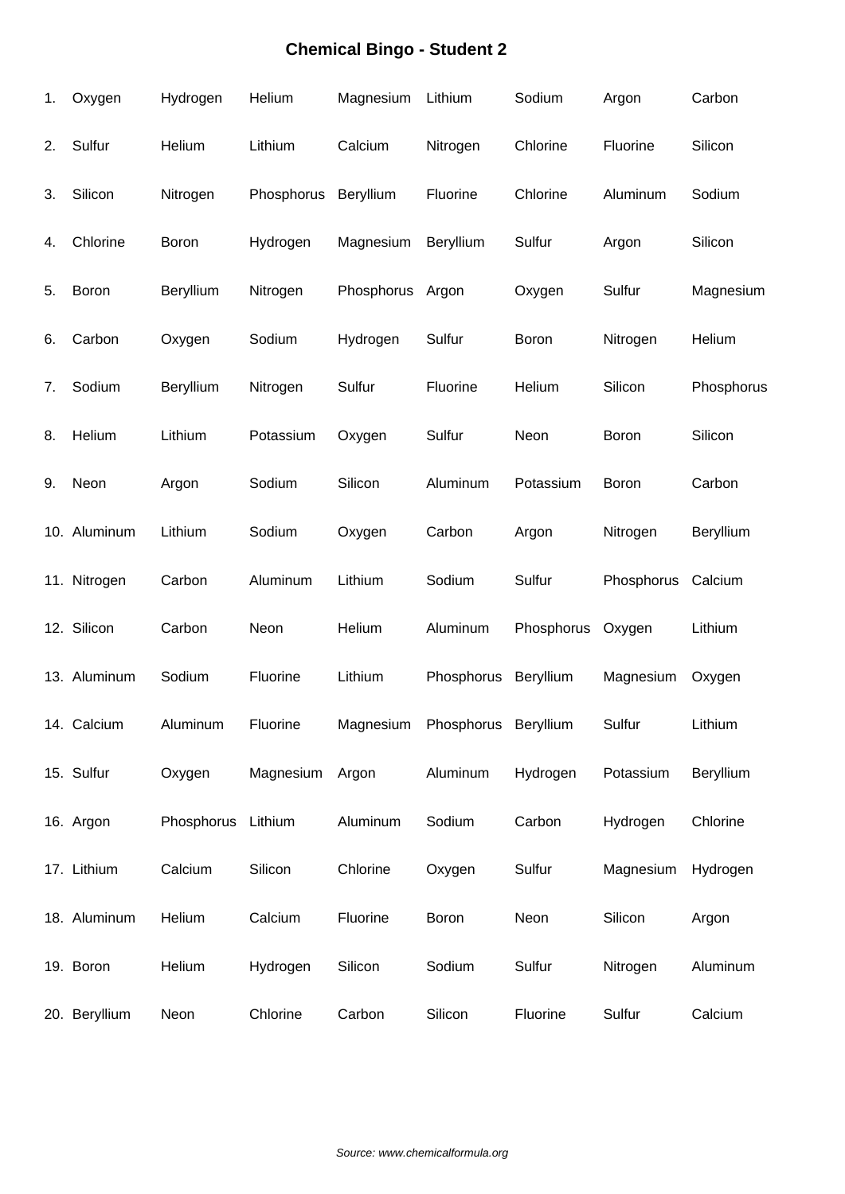## Chemical Bingo - Student 2

| # | | | | | | | | |
|---|---|---|---|---|---|---|---|---|
| 1. | Oxygen | Hydrogen | Helium | Magnesium | Lithium | Sodium | Argon | Carbon |
| 2. | Sulfur | Helium | Lithium | Calcium | Nitrogen | Chlorine | Fluorine | Silicon |
| 3. | Silicon | Nitrogen | Phosphorus | Beryllium | Fluorine | Chlorine | Aluminum | Sodium |
| 4. | Chlorine | Boron | Hydrogen | Magnesium | Beryllium | Sulfur | Argon | Silicon |
| 5. | Boron | Beryllium | Nitrogen | Phosphorus | Argon | Oxygen | Sulfur | Magnesium |
| 6. | Carbon | Oxygen | Sodium | Hydrogen | Sulfur | Boron | Nitrogen | Helium |
| 7. | Sodium | Beryllium | Nitrogen | Sulfur | Fluorine | Helium | Silicon | Phosphorus |
| 8. | Helium | Lithium | Potassium | Oxygen | Sulfur | Neon | Boron | Silicon |
| 9. | Neon | Argon | Sodium | Silicon | Aluminum | Potassium | Boron | Carbon |
| 10. | Aluminum | Lithium | Sodium | Oxygen | Carbon | Argon | Nitrogen | Beryllium |
| 11. | Nitrogen | Carbon | Aluminum | Lithium | Sodium | Sulfur | Phosphorus | Calcium |
| 12. | Silicon | Carbon | Neon | Helium | Aluminum | Phosphorus | Oxygen | Lithium |
| 13. | Aluminum | Sodium | Fluorine | Lithium | Phosphorus | Beryllium | Magnesium | Oxygen |
| 14. | Calcium | Aluminum | Fluorine | Magnesium | Phosphorus | Beryllium | Sulfur | Lithium |
| 15. | Sulfur | Oxygen | Magnesium | Argon | Aluminum | Hydrogen | Potassium | Beryllium |
| 16. | Argon | Phosphorus | Lithium | Aluminum | Sodium | Carbon | Hydrogen | Chlorine |
| 17. | Lithium | Calcium | Silicon | Chlorine | Oxygen | Sulfur | Magnesium | Hydrogen |
| 18. | Aluminum | Helium | Calcium | Fluorine | Boron | Neon | Silicon | Argon |
| 19. | Boron | Helium | Hydrogen | Silicon | Sodium | Sulfur | Nitrogen | Aluminum |
| 20. | Beryllium | Neon | Chlorine | Carbon | Silicon | Fluorine | Sulfur | Calcium |

*Source: www.chemicalformula.org*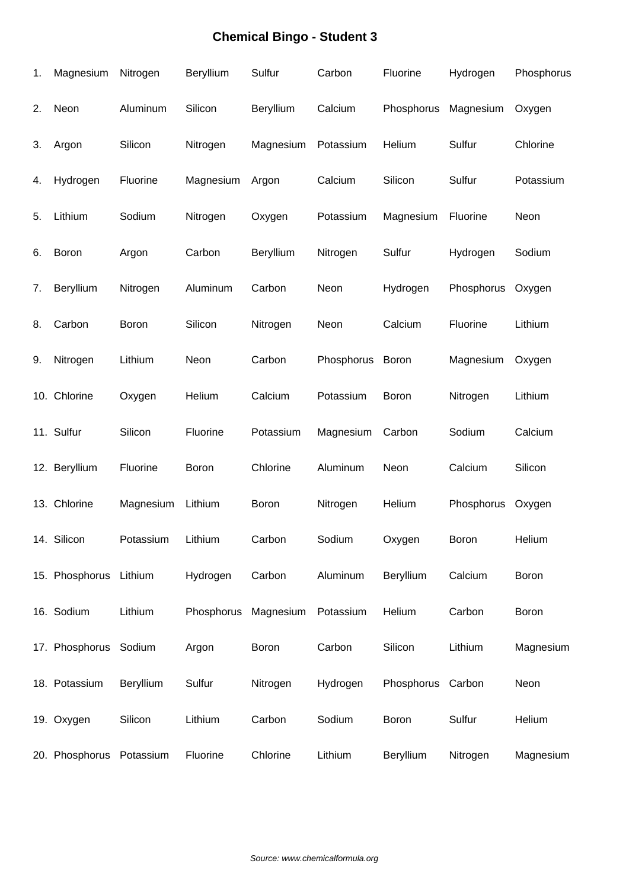# Chemical Bingo - Student 3

| # | | | | | | | | |
|---|---|---|---|---|---|---|---|---|
| 1. | Magnesium | Nitrogen | Beryllium | Sulfur | Carbon | Fluorine | Hydrogen | Phosphorus |
| 2. | Neon | Aluminum | Silicon | Beryllium | Calcium | Phosphorus | Magnesium | Oxygen |
| 3. | Argon | Silicon | Nitrogen | Magnesium | Potassium | Helium | Sulfur | Chlorine |
| 4. | Hydrogen | Fluorine | Magnesium | Argon | Calcium | Silicon | Sulfur | Potassium |
| 5. | Lithium | Sodium | Nitrogen | Oxygen | Potassium | Magnesium | Fluorine | Neon |
| 6. | Boron | Argon | Carbon | Beryllium | Nitrogen | Sulfur | Hydrogen | Sodium |
| 7. | Beryllium | Nitrogen | Aluminum | Carbon | Neon | Hydrogen | Phosphorus | Oxygen |
| 8. | Carbon | Boron | Silicon | Nitrogen | Neon | Calcium | Fluorine | Lithium |
| 9. | Nitrogen | Lithium | Neon | Carbon | Phosphorus | Boron | Magnesium | Oxygen |
| 10. | Chlorine | Oxygen | Helium | Calcium | Potassium | Boron | Nitrogen | Lithium |
| 11. | Sulfur | Silicon | Fluorine | Potassium | Magnesium | Carbon | Sodium | Calcium |
| 12. | Beryllium | Fluorine | Boron | Chlorine | Aluminum | Neon | Calcium | Silicon |
| 13. | Chlorine | Magnesium | Lithium | Boron | Nitrogen | Helium | Phosphorus | Oxygen |
| 14. | Silicon | Potassium | Lithium | Carbon | Sodium | Oxygen | Boron | Helium |
| 15. | Phosphorus | Lithium | Hydrogen | Carbon | Aluminum | Beryllium | Calcium | Boron |
| 16. | Sodium | Lithium | Phosphorus | Magnesium | Potassium | Helium | Carbon | Boron |
| 17. | Phosphorus | Sodium | Argon | Boron | Carbon | Silicon | Lithium | Magnesium |
| 18. | Potassium | Beryllium | Sulfur | Nitrogen | Hydrogen | Phosphorus | Carbon | Neon |
| 19. | Oxygen | Silicon | Lithium | Carbon | Sodium | Boron | Sulfur | Helium |
| 20. | Phosphorus | Potassium | Fluorine | Chlorine | Lithium | Beryllium | Nitrogen | Magnesium |

*Source: www.chemicalformula.org*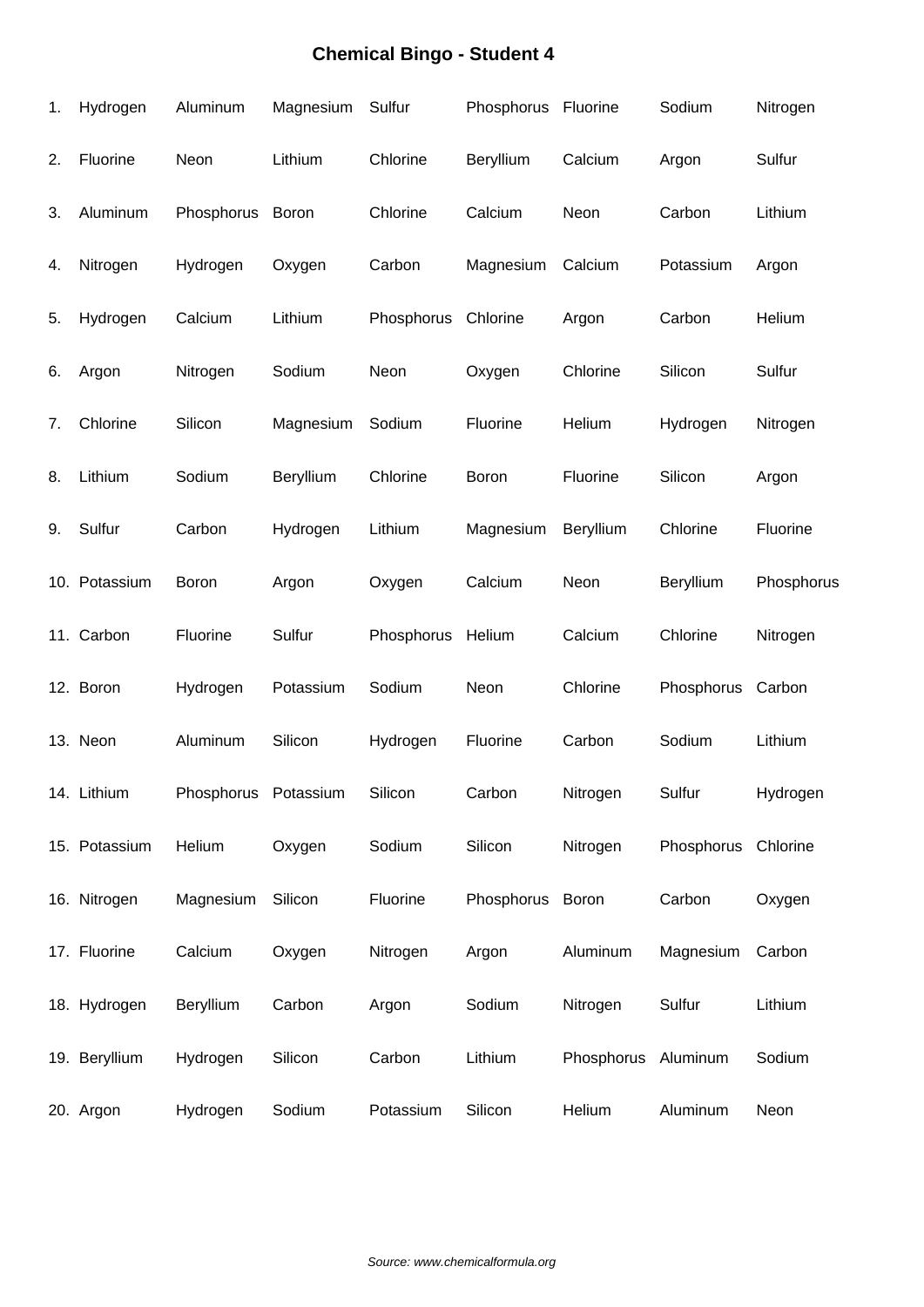# Chemical Bingo - Student 4

| | | | | | | | | |
|---|---|---|---|---|---|---|---|---|
| 1. | Hydrogen | Aluminum | Magnesium | Sulfur | Phosphorus | Fluorine | Sodium | Nitrogen |
| 2. | Fluorine | Neon | Lithium | Chlorine | Beryllium | Calcium | Argon | Sulfur |
| 3. | Aluminum | Phosphorus | Boron | Chlorine | Calcium | Neon | Carbon | Lithium |
| 4. | Nitrogen | Hydrogen | Oxygen | Carbon | Magnesium | Calcium | Potassium | Argon |
| 5. | Hydrogen | Calcium | Lithium | Phosphorus | Chlorine | Argon | Carbon | Helium |
| 6. | Argon | Nitrogen | Sodium | Neon | Oxygen | Chlorine | Silicon | Sulfur |
| 7. | Chlorine | Silicon | Magnesium | Sodium | Fluorine | Helium | Hydrogen | Nitrogen |
| 8. | Lithium | Sodium | Beryllium | Chlorine | Boron | Fluorine | Silicon | Argon |
| 9. | Sulfur | Carbon | Hydrogen | Lithium | Magnesium | Beryllium | Chlorine | Fluorine |
| 10. | Potassium | Boron | Argon | Oxygen | Calcium | Neon | Beryllium | Phosphorus |
| 11. | Carbon | Fluorine | Sulfur | Phosphorus | Helium | Calcium | Chlorine | Nitrogen |
| 12. | Boron | Hydrogen | Potassium | Sodium | Neon | Chlorine | Phosphorus | Carbon |
| 13. | Neon | Aluminum | Silicon | Hydrogen | Fluorine | Carbon | Sodium | Lithium |
| 14. | Lithium | Phosphorus | Potassium | Silicon | Carbon | Nitrogen | Sulfur | Hydrogen |
| 15. | Potassium | Helium | Oxygen | Sodium | Silicon | Nitrogen | Phosphorus | Chlorine |
| 16. | Nitrogen | Magnesium | Silicon | Fluorine | Phosphorus | Boron | Carbon | Oxygen |
| 17. | Fluorine | Calcium | Oxygen | Nitrogen | Argon | Aluminum | Magnesium | Carbon |
| 18. | Hydrogen | Beryllium | Carbon | Argon | Sodium | Nitrogen | Sulfur | Lithium |
| 19. | Beryllium | Hydrogen | Silicon | Carbon | Lithium | Phosphorus | Aluminum | Sodium |
| 20. | Argon | Hydrogen | Sodium | Potassium | Silicon | Helium | Aluminum | Neon |

*Source: www.chemicalformula.org*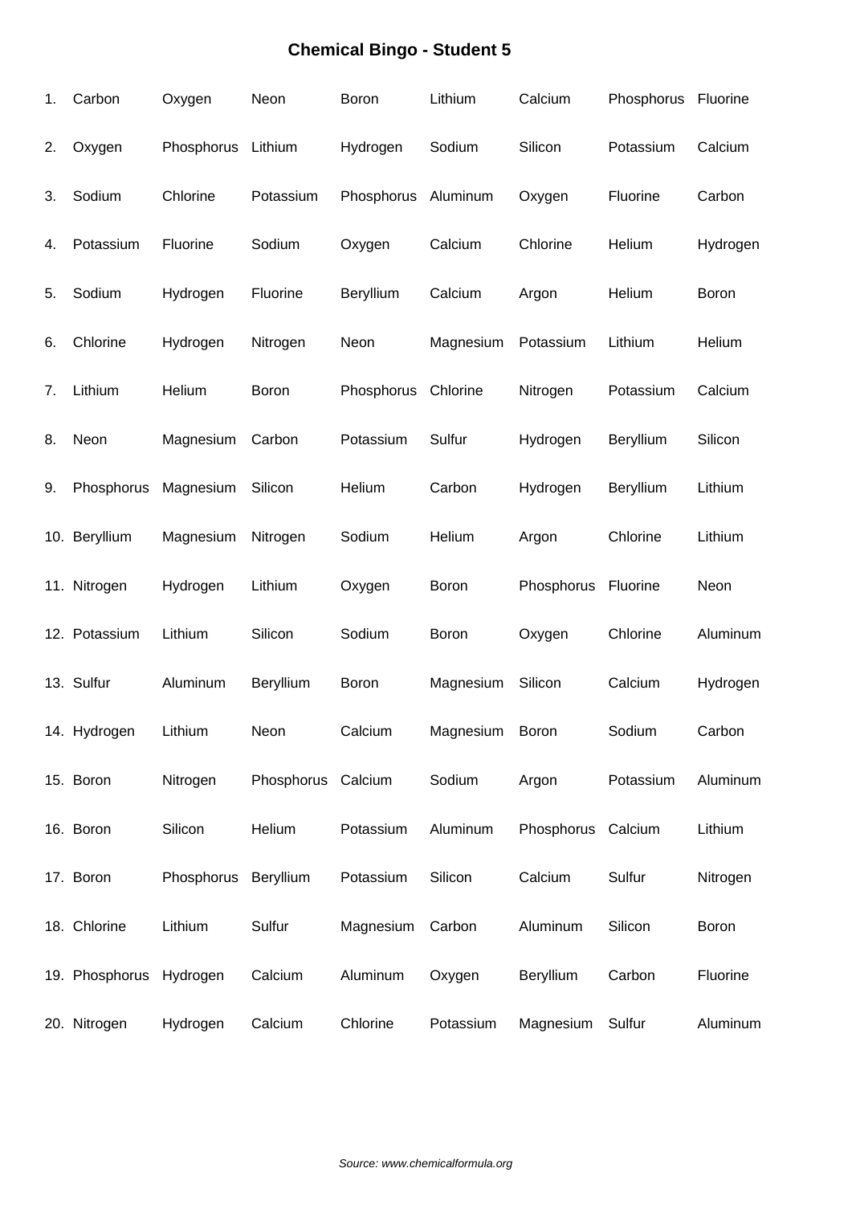# Chemical Bingo - Student 5

| | | | | | | | | |
|---|---|---|---|---|---|---|---|---|
| 1. | Carbon | Oxygen | Neon | Boron | Lithium | Calcium | Phosphorus | Fluorine |
| 2. | Oxygen | Phosphorus | Lithium | Hydrogen | Sodium | Silicon | Potassium | Calcium |
| 3. | Sodium | Chlorine | Potassium | Phosphorus | Aluminum | Oxygen | Fluorine | Carbon |
| 4. | Potassium | Fluorine | Sodium | Oxygen | Calcium | Chlorine | Helium | Hydrogen |
| 5. | Sodium | Hydrogen | Fluorine | Beryllium | Calcium | Argon | Helium | Boron |
| 6. | Chlorine | Hydrogen | Nitrogen | Neon | Magnesium | Potassium | Lithium | Helium |
| 7. | Lithium | Helium | Boron | Phosphorus | Chlorine | Nitrogen | Potassium | Calcium |
| 8. | Neon | Magnesium | Carbon | Potassium | Sulfur | Hydrogen | Beryllium | Silicon |
| 9. | Phosphorus | Magnesium | Silicon | Helium | Carbon | Hydrogen | Beryllium | Lithium |
| 10. | Beryllium | Magnesium | Nitrogen | Sodium | Helium | Argon | Chlorine | Lithium |
| 11. | Nitrogen | Hydrogen | Lithium | Oxygen | Boron | Phosphorus | Fluorine | Neon |
| 12. | Potassium | Lithium | Silicon | Sodium | Boron | Oxygen | Chlorine | Aluminum |
| 13. | Sulfur | Aluminum | Beryllium | Boron | Magnesium | Silicon | Calcium | Hydrogen |
| 14. | Hydrogen | Lithium | Neon | Calcium | Magnesium | Boron | Sodium | Carbon |
| 15. | Boron | Nitrogen | Phosphorus | Calcium | Sodium | Argon | Potassium | Aluminum |
| 16. | Boron | Silicon | Helium | Potassium | Aluminum | Phosphorus | Calcium | Lithium |
| 17. | Boron | Phosphorus | Beryllium | Potassium | Silicon | Calcium | Sulfur | Nitrogen |
| 18. | Chlorine | Lithium | Sulfur | Magnesium | Carbon | Aluminum | Silicon | Boron |
| 19. | Phosphorus | Hydrogen | Calcium | Aluminum | Oxygen | Beryllium | Carbon | Fluorine |
| 20. | Nitrogen | Hydrogen | Calcium | Chlorine | Potassium | Magnesium | Sulfur | Aluminum |

*Source: www.chemicalformula.org*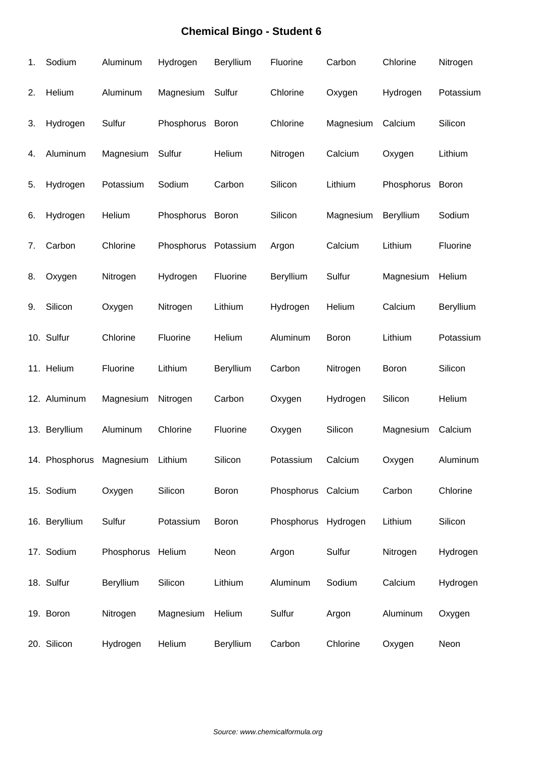# Chemical Bingo - Student 6

| # | | | | | | | | |
|---|---|---|---|---|---|---|---|---|
| 1. | Sodium | Aluminum | Hydrogen | Beryllium | Fluorine | Carbon | Chlorine | Nitrogen |
| 2. | Helium | Aluminum | Magnesium | Sulfur | Chlorine | Oxygen | Hydrogen | Potassium |
| 3. | Hydrogen | Sulfur | Phosphorus | Boron | Chlorine | Magnesium | Calcium | Silicon |
| 4. | Aluminum | Magnesium | Sulfur | Helium | Nitrogen | Calcium | Oxygen | Lithium |
| 5. | Hydrogen | Potassium | Sodium | Carbon | Silicon | Lithium | Phosphorus | Boron |
| 6. | Hydrogen | Helium | Phosphorus | Boron | Silicon | Magnesium | Beryllium | Sodium |
| 7. | Carbon | Chlorine | Phosphorus | Potassium | Argon | Calcium | Lithium | Fluorine |
| 8. | Oxygen | Nitrogen | Hydrogen | Fluorine | Beryllium | Sulfur | Magnesium | Helium |
| 9. | Silicon | Oxygen | Nitrogen | Lithium | Hydrogen | Helium | Calcium | Beryllium |
| 10. | Sulfur | Chlorine | Fluorine | Helium | Aluminum | Boron | Lithium | Potassium |
| 11. | Helium | Fluorine | Lithium | Beryllium | Carbon | Nitrogen | Boron | Silicon |
| 12. | Aluminum | Magnesium | Nitrogen | Carbon | Oxygen | Hydrogen | Silicon | Helium |
| 13. | Beryllium | Aluminum | Chlorine | Fluorine | Oxygen | Silicon | Magnesium | Calcium |
| 14. | Phosphorus | Magnesium | Lithium | Silicon | Potassium | Calcium | Oxygen | Aluminum |
| 15. | Sodium | Oxygen | Silicon | Boron | Phosphorus | Calcium | Carbon | Chlorine |
| 16. | Beryllium | Sulfur | Potassium | Boron | Phosphorus | Hydrogen | Lithium | Silicon |
| 17. | Sodium | Phosphorus | Helium | Neon | Argon | Sulfur | Nitrogen | Hydrogen |
| 18. | Sulfur | Beryllium | Silicon | Lithium | Aluminum | Sodium | Calcium | Hydrogen |
| 19. | Boron | Nitrogen | Magnesium | Helium | Sulfur | Argon | Aluminum | Oxygen |
| 20. | Silicon | Hydrogen | Helium | Beryllium | Carbon | Chlorine | Oxygen | Neon |

*Source: www.chemicalformula.org*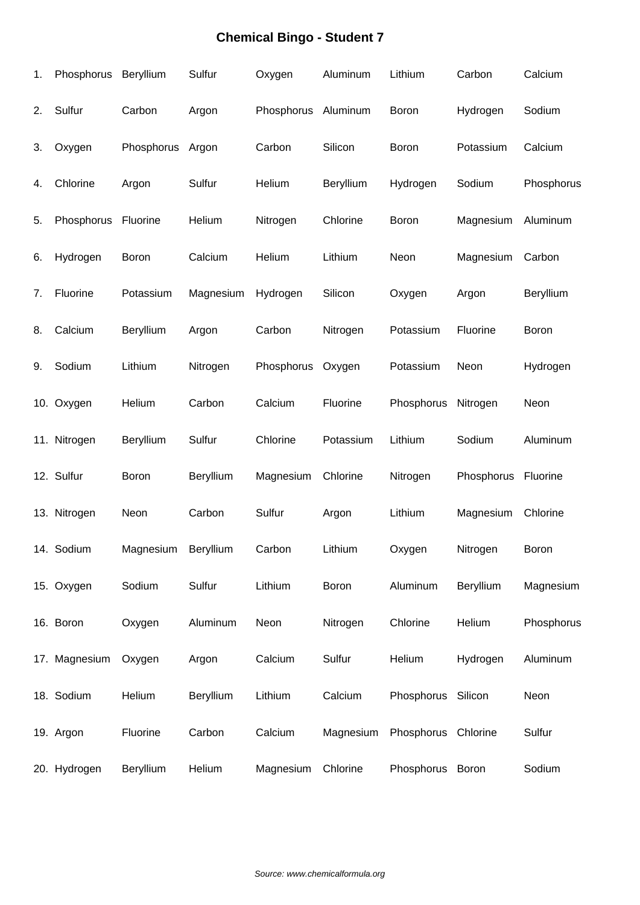# Chemical Bingo - Student 7

| | | | | | | | | |
|---|---|---|---|---|---|---|---|---|
| 1. | Phosphorus | Beryllium | Sulfur | Oxygen | Aluminum | Lithium | Carbon | Calcium |
| 2. | Sulfur | Carbon | Argon | Phosphorus | Aluminum | Boron | Hydrogen | Sodium |
| 3. | Oxygen | Phosphorus | Argon | Carbon | Silicon | Boron | Potassium | Calcium |
| 4. | Chlorine | Argon | Sulfur | Helium | Beryllium | Hydrogen | Sodium | Phosphorus |
| 5. | Phosphorus | Fluorine | Helium | Nitrogen | Chlorine | Boron | Magnesium | Aluminum |
| 6. | Hydrogen | Boron | Calcium | Helium | Lithium | Neon | Magnesium | Carbon |
| 7. | Fluorine | Potassium | Magnesium | Hydrogen | Silicon | Oxygen | Argon | Beryllium |
| 8. | Calcium | Beryllium | Argon | Carbon | Nitrogen | Potassium | Fluorine | Boron |
| 9. | Sodium | Lithium | Nitrogen | Phosphorus | Oxygen | Potassium | Neon | Hydrogen |
| 10. | Oxygen | Helium | Carbon | Calcium | Fluorine | Phosphorus | Nitrogen | Neon |
| 11. | Nitrogen | Beryllium | Sulfur | Chlorine | Potassium | Lithium | Sodium | Aluminum |
| 12. | Sulfur | Boron | Beryllium | Magnesium | Chlorine | Nitrogen | Phosphorus | Fluorine |
| 13. | Nitrogen | Neon | Carbon | Sulfur | Argon | Lithium | Magnesium | Chlorine |
| 14. | Sodium | Magnesium | Beryllium | Carbon | Lithium | Oxygen | Nitrogen | Boron |
| 15. | Oxygen | Sodium | Sulfur | Lithium | Boron | Aluminum | Beryllium | Magnesium |
| 16. | Boron | Oxygen | Aluminum | Neon | Nitrogen | Chlorine | Helium | Phosphorus |
| 17. | Magnesium | Oxygen | Argon | Calcium | Sulfur | Helium | Hydrogen | Aluminum |
| 18. | Sodium | Helium | Beryllium | Lithium | Calcium | Phosphorus | Silicon | Neon |
| 19. | Argon | Fluorine | Carbon | Calcium | Magnesium | Phosphorus | Chlorine | Sulfur |
| 20. | Hydrogen | Beryllium | Helium | Magnesium | Chlorine | Phosphorus | Boron | Sodium |

*Source: www.chemicalformula.org*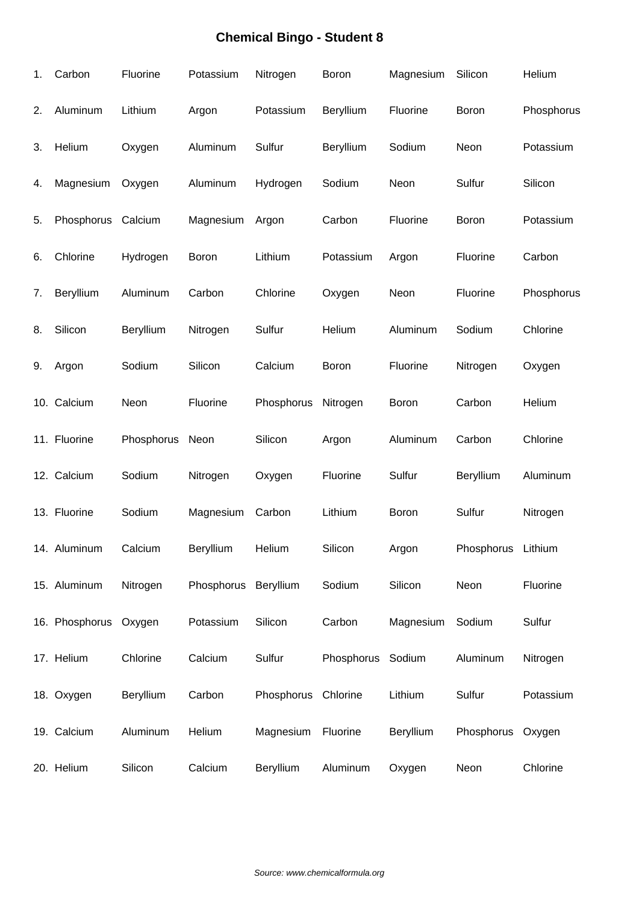# Chemical Bingo - Student 8

| | | | | | | | | |
|---|---|---|---|---|---|---|---|---|
| 1. | Carbon | Fluorine | Potassium | Nitrogen | Boron | Magnesium | Silicon | Helium |
| 2. | Aluminum | Lithium | Argon | Potassium | Beryllium | Fluorine | Boron | Phosphorus |
| 3. | Helium | Oxygen | Aluminum | Sulfur | Beryllium | Sodium | Neon | Potassium |
| 4. | Magnesium | Oxygen | Aluminum | Hydrogen | Sodium | Neon | Sulfur | Silicon |
| 5. | Phosphorus | Calcium | Magnesium | Argon | Carbon | Fluorine | Boron | Potassium |
| 6. | Chlorine | Hydrogen | Boron | Lithium | Potassium | Argon | Fluorine | Carbon |
| 7. | Beryllium | Aluminum | Carbon | Chlorine | Oxygen | Neon | Fluorine | Phosphorus |
| 8. | Silicon | Beryllium | Nitrogen | Sulfur | Helium | Aluminum | Sodium | Chlorine |
| 9. | Argon | Sodium | Silicon | Calcium | Boron | Fluorine | Nitrogen | Oxygen |
| 10. | Calcium | Neon | Fluorine | Phosphorus | Nitrogen | Boron | Carbon | Helium |
| 11. | Fluorine | Phosphorus | Neon | Silicon | Argon | Aluminum | Carbon | Chlorine |
| 12. | Calcium | Sodium | Nitrogen | Oxygen | Fluorine | Sulfur | Beryllium | Aluminum |
| 13. | Fluorine | Sodium | Magnesium | Carbon | Lithium | Boron | Sulfur | Nitrogen |
| 14. | Aluminum | Calcium | Beryllium | Helium | Silicon | Argon | Phosphorus | Lithium |
| 15. | Aluminum | Nitrogen | Phosphorus | Beryllium | Sodium | Silicon | Neon | Fluorine |
| 16. | Phosphorus | Oxygen | Potassium | Silicon | Carbon | Magnesium | Sodium | Sulfur |
| 17. | Helium | Chlorine | Calcium | Sulfur | Phosphorus | Sodium | Aluminum | Nitrogen |
| 18. | Oxygen | Beryllium | Carbon | Phosphorus | Chlorine | Lithium | Sulfur | Potassium |
| 19. | Calcium | Aluminum | Helium | Magnesium | Fluorine | Beryllium | Phosphorus | Oxygen |
| 20. | Helium | Silicon | Calcium | Beryllium | Aluminum | Oxygen | Neon | Chlorine |

*Source: www.chemicalformula.org*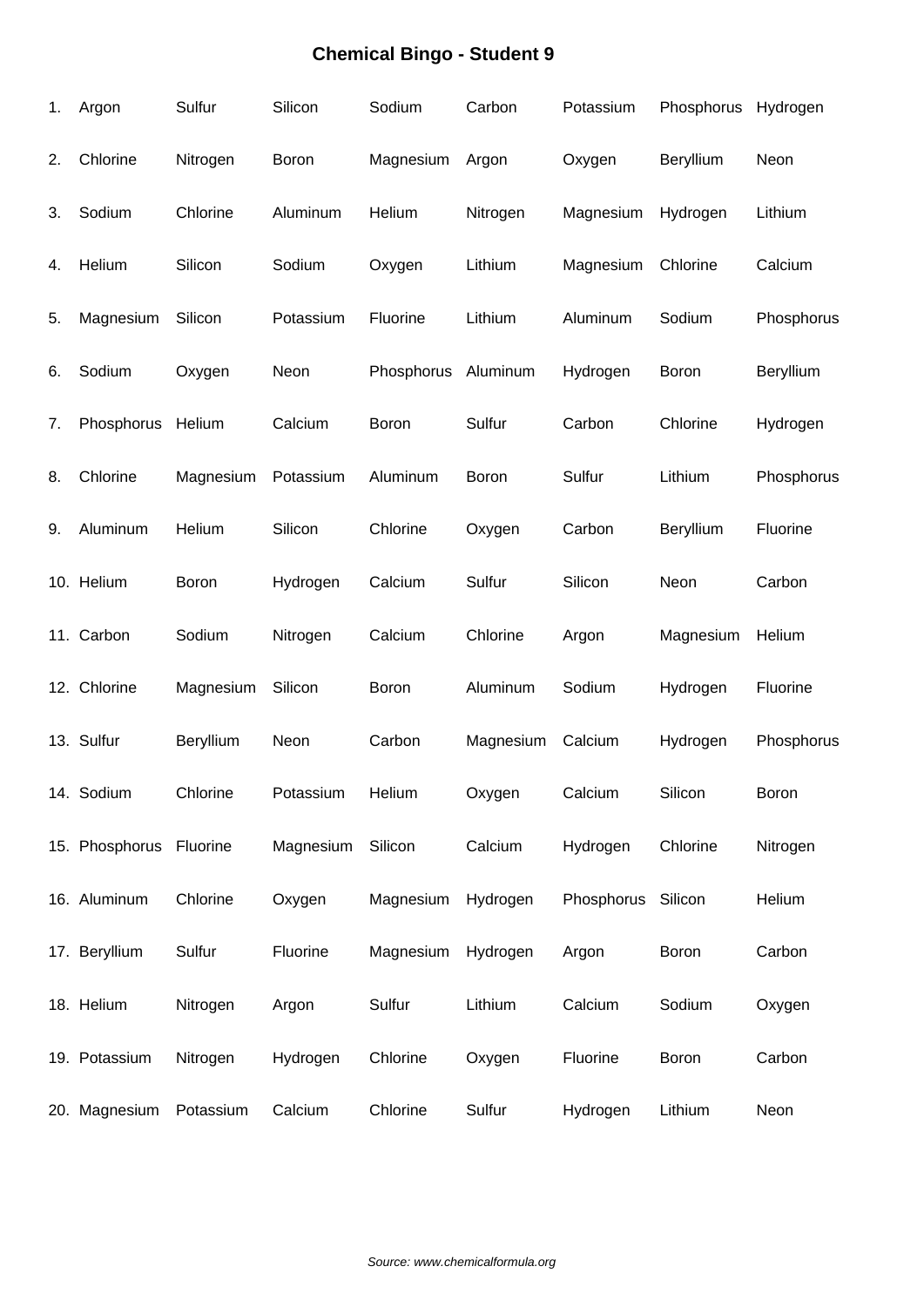# Chemical Bingo - Student 9

| | | | | | | | | |
|---|---|---|---|---|---|---|---|---|
| 1. | Argon | Sulfur | Silicon | Sodium | Carbon | Potassium | Phosphorus | Hydrogen |
| 2. | Chlorine | Nitrogen | Boron | Magnesium | Argon | Oxygen | Beryllium | Neon |
| 3. | Sodium | Chlorine | Aluminum | Helium | Nitrogen | Magnesium | Hydrogen | Lithium |
| 4. | Helium | Silicon | Sodium | Oxygen | Lithium | Magnesium | Chlorine | Calcium |
| 5. | Magnesium | Silicon | Potassium | Fluorine | Lithium | Aluminum | Sodium | Phosphorus |
| 6. | Sodium | Oxygen | Neon | Phosphorus | Aluminum | Hydrogen | Boron | Beryllium |
| 7. | Phosphorus | Helium | Calcium | Boron | Sulfur | Carbon | Chlorine | Hydrogen |
| 8. | Chlorine | Magnesium | Potassium | Aluminum | Boron | Sulfur | Lithium | Phosphorus |
| 9. | Aluminum | Helium | Silicon | Chlorine | Oxygen | Carbon | Beryllium | Fluorine |
| 10. | Helium | Boron | Hydrogen | Calcium | Sulfur | Silicon | Neon | Carbon |
| 11. | Carbon | Sodium | Nitrogen | Calcium | Chlorine | Argon | Magnesium | Helium |
| 12. | Chlorine | Magnesium | Silicon | Boron | Aluminum | Sodium | Hydrogen | Fluorine |
| 13. | Sulfur | Beryllium | Neon | Carbon | Magnesium | Calcium | Hydrogen | Phosphorus |
| 14. | Sodium | Chlorine | Potassium | Helium | Oxygen | Calcium | Silicon | Boron |
| 15. | Phosphorus | Fluorine | Magnesium | Silicon | Calcium | Hydrogen | Chlorine | Nitrogen |
| 16. | Aluminum | Chlorine | Oxygen | Magnesium | Hydrogen | Phosphorus | Silicon | Helium |
| 17. | Beryllium | Sulfur | Fluorine | Magnesium | Hydrogen | Argon | Boron | Carbon |
| 18. | Helium | Nitrogen | Argon | Sulfur | Lithium | Calcium | Sodium | Oxygen |
| 19. | Potassium | Nitrogen | Hydrogen | Chlorine | Oxygen | Fluorine | Boron | Carbon |
| 20. | Magnesium | Potassium | Calcium | Chlorine | Sulfur | Hydrogen | Lithium | Neon |

*Source: www.chemicalformula.org*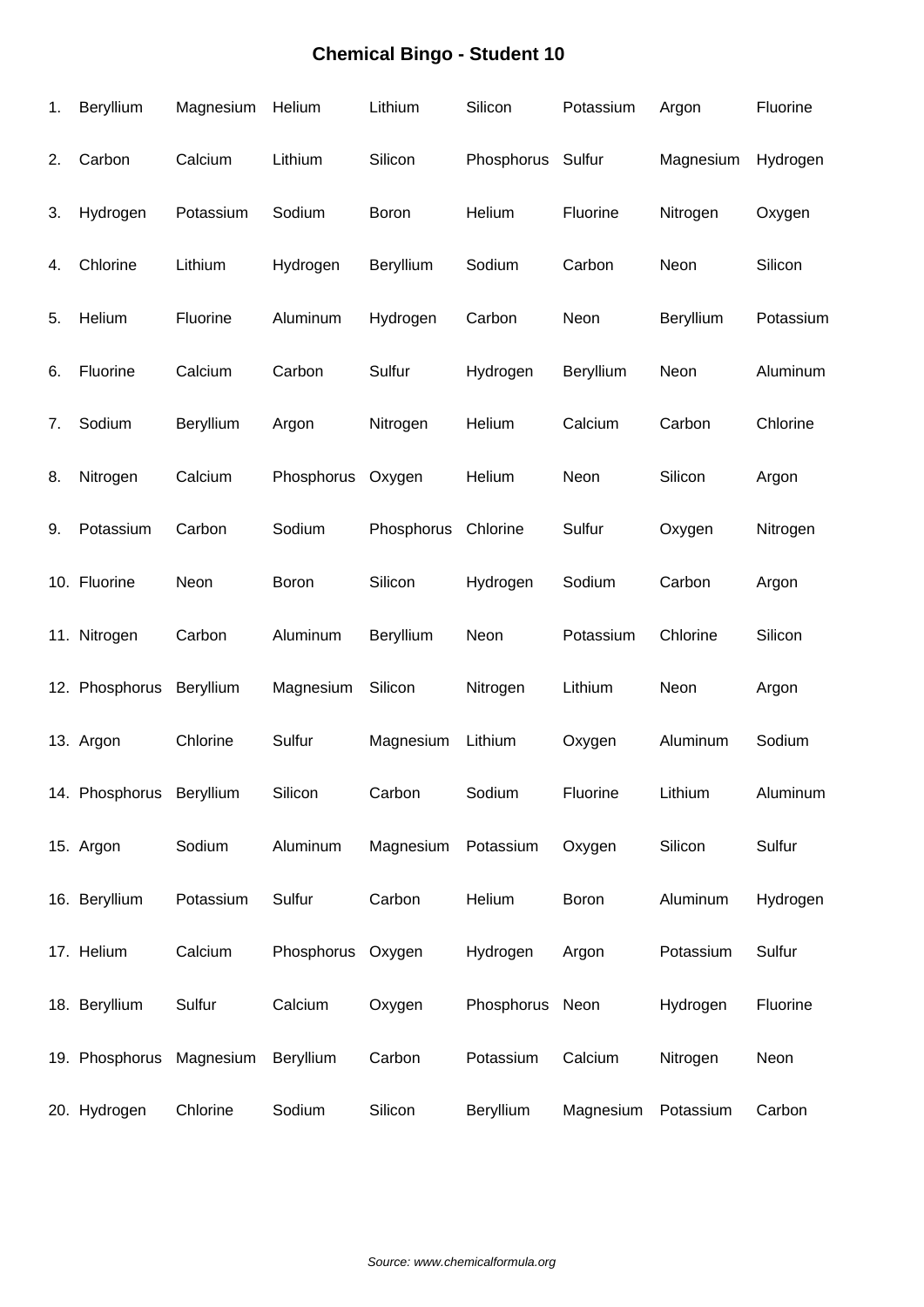# Chemical Bingo - Student 10

| | | | | | | | | |
|---|---|---|---|---|---|---|---|---|
| 1. | Beryllium | Magnesium | Helium | Lithium | Silicon | Potassium | Argon | Fluorine |
| 2. | Carbon | Calcium | Lithium | Silicon | Phosphorus | Sulfur | Magnesium | Hydrogen |
| 3. | Hydrogen | Potassium | Sodium | Boron | Helium | Fluorine | Nitrogen | Oxygen |
| 4. | Chlorine | Lithium | Hydrogen | Beryllium | Sodium | Carbon | Neon | Silicon |
| 5. | Helium | Fluorine | Aluminum | Hydrogen | Carbon | Neon | Beryllium | Potassium |
| 6. | Fluorine | Calcium | Carbon | Sulfur | Hydrogen | Beryllium | Neon | Aluminum |
| 7. | Sodium | Beryllium | Argon | Nitrogen | Helium | Calcium | Carbon | Chlorine |
| 8. | Nitrogen | Calcium | Phosphorus | Oxygen | Helium | Neon | Silicon | Argon |
| 9. | Potassium | Carbon | Sodium | Phosphorus | Chlorine | Sulfur | Oxygen | Nitrogen |
| 10. | Fluorine | Neon | Boron | Silicon | Hydrogen | Sodium | Carbon | Argon |
| 11. | Nitrogen | Carbon | Aluminum | Beryllium | Neon | Potassium | Chlorine | Silicon |
| 12. | Phosphorus | Beryllium | Magnesium | Silicon | Nitrogen | Lithium | Neon | Argon |
| 13. | Argon | Chlorine | Sulfur | Magnesium | Lithium | Oxygen | Aluminum | Sodium |
| 14. | Phosphorus | Beryllium | Silicon | Carbon | Sodium | Fluorine | Lithium | Aluminum |
| 15. | Argon | Sodium | Aluminum | Magnesium | Potassium | Oxygen | Silicon | Sulfur |
| 16. | Beryllium | Potassium | Sulfur | Carbon | Helium | Boron | Aluminum | Hydrogen |
| 17. | Helium | Calcium | Phosphorus | Oxygen | Hydrogen | Argon | Potassium | Sulfur |
| 18. | Beryllium | Sulfur | Calcium | Oxygen | Phosphorus | Neon | Hydrogen | Fluorine |
| 19. | Phosphorus | Magnesium | Beryllium | Carbon | Potassium | Calcium | Nitrogen | Neon |
| 20. | Hydrogen | Chlorine | Sodium | Silicon | Beryllium | Magnesium | Potassium | Carbon |

*Source: www.chemicalformula.org*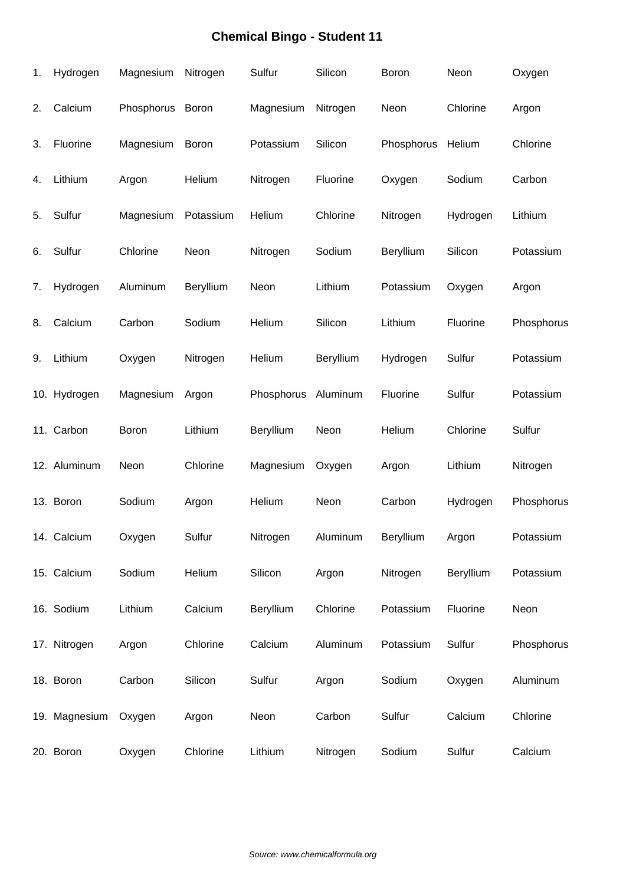# Chemical Bingo - Student 11

| | | | | | | | | |
|---|---|---|---|---|---|---|---|---|
| 1. | Hydrogen | Magnesium | Nitrogen | Sulfur | Silicon | Boron | Neon | Oxygen |
| 2. | Calcium | Phosphorus | Boron | Magnesium | Nitrogen | Neon | Chlorine | Argon |
| 3. | Fluorine | Magnesium | Boron | Potassium | Silicon | Phosphorus | Helium | Chlorine |
| 4. | Lithium | Argon | Helium | Nitrogen | Fluorine | Oxygen | Sodium | Carbon |
| 5. | Sulfur | Magnesium | Potassium | Helium | Chlorine | Nitrogen | Hydrogen | Lithium |
| 6. | Sulfur | Chlorine | Neon | Nitrogen | Sodium | Beryllium | Silicon | Potassium |
| 7. | Hydrogen | Aluminum | Beryllium | Neon | Lithium | Potassium | Oxygen | Argon |
| 8. | Calcium | Carbon | Sodium | Helium | Silicon | Lithium | Fluorine | Phosphorus |
| 9. | Lithium | Oxygen | Nitrogen | Helium | Beryllium | Hydrogen | Sulfur | Potassium |
| 10. | Hydrogen | Magnesium | Argon | Phosphorus | Aluminum | Fluorine | Sulfur | Potassium |
| 11. | Carbon | Boron | Lithium | Beryllium | Neon | Helium | Chlorine | Sulfur |
| 12. | Aluminum | Neon | Chlorine | Magnesium | Oxygen | Argon | Lithium | Nitrogen |
| 13. | Boron | Sodium | Argon | Helium | Neon | Carbon | Hydrogen | Phosphorus |
| 14. | Calcium | Oxygen | Sulfur | Nitrogen | Aluminum | Beryllium | Argon | Potassium |
| 15. | Calcium | Sodium | Helium | Silicon | Argon | Nitrogen | Beryllium | Potassium |
| 16. | Sodium | Lithium | Calcium | Beryllium | Chlorine | Potassium | Fluorine | Neon |
| 17. | Nitrogen | Argon | Chlorine | Calcium | Aluminum | Potassium | Sulfur | Phosphorus |
| 18. | Boron | Carbon | Silicon | Sulfur | Argon | Sodium | Oxygen | Aluminum |
| 19. | Magnesium | Oxygen | Argon | Neon | Carbon | Sulfur | Calcium | Chlorine |
| 20. | Boron | Oxygen | Chlorine | Lithium | Nitrogen | Sodium | Sulfur | Calcium |

*Source: www.chemicalformula.org*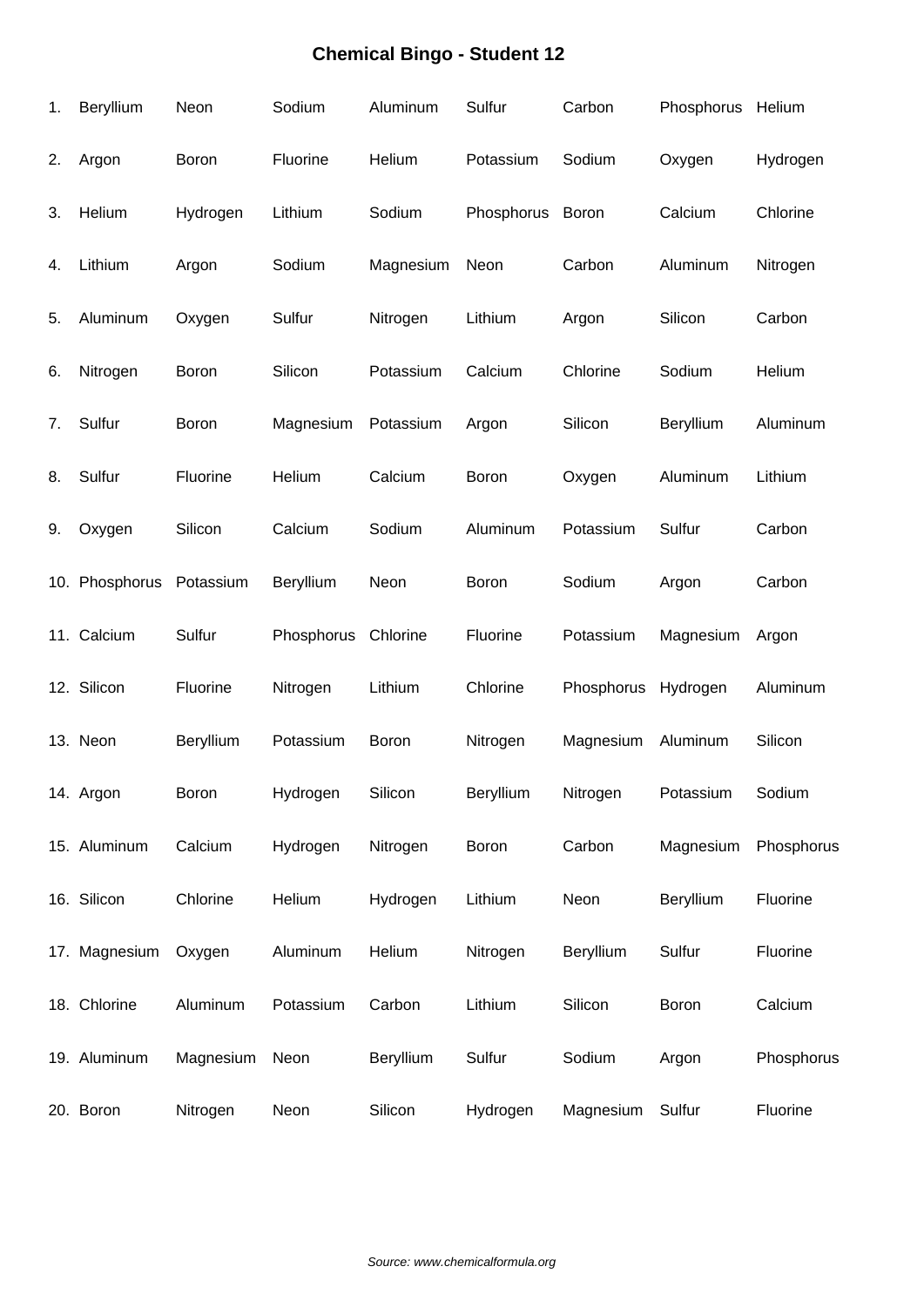# Chemical Bingo - Student 12

| | | | | | | | | |
|---|---|---|---|---|---|---|---|---|
| 1. | Beryllium | Neon | Sodium | Aluminum | Sulfur | Carbon | Phosphorus | Helium |
| 2. | Argon | Boron | Fluorine | Helium | Potassium | Sodium | Oxygen | Hydrogen |
| 3. | Helium | Hydrogen | Lithium | Sodium | Phosphorus | Boron | Calcium | Chlorine |
| 4. | Lithium | Argon | Sodium | Magnesium | Neon | Carbon | Aluminum | Nitrogen |
| 5. | Aluminum | Oxygen | Sulfur | Nitrogen | Lithium | Argon | Silicon | Carbon |
| 6. | Nitrogen | Boron | Silicon | Potassium | Calcium | Chlorine | Sodium | Helium |
| 7. | Sulfur | Boron | Magnesium | Potassium | Argon | Silicon | Beryllium | Aluminum |
| 8. | Sulfur | Fluorine | Helium | Calcium | Boron | Oxygen | Aluminum | Lithium |
| 9. | Oxygen | Silicon | Calcium | Sodium | Aluminum | Potassium | Sulfur | Carbon |
| 10. | Phosphorus | Potassium | Beryllium | Neon | Boron | Sodium | Argon | Carbon |
| 11. | Calcium | Sulfur | Phosphorus | Chlorine | Fluorine | Potassium | Magnesium | Argon |
| 12. | Silicon | Fluorine | Nitrogen | Lithium | Chlorine | Phosphorus | Hydrogen | Aluminum |
| 13. | Neon | Beryllium | Potassium | Boron | Nitrogen | Magnesium | Aluminum | Silicon |
| 14. | Argon | Boron | Hydrogen | Silicon | Beryllium | Nitrogen | Potassium | Sodium |
| 15. | Aluminum | Calcium | Hydrogen | Nitrogen | Boron | Carbon | Magnesium | Phosphorus |
| 16. | Silicon | Chlorine | Helium | Hydrogen | Lithium | Neon | Beryllium | Fluorine |
| 17. | Magnesium | Oxygen | Aluminum | Helium | Nitrogen | Beryllium | Sulfur | Fluorine |
| 18. | Chlorine | Aluminum | Potassium | Carbon | Lithium | Silicon | Boron | Calcium |
| 19. | Aluminum | Magnesium | Neon | Beryllium | Sulfur | Sodium | Argon | Phosphorus |
| 20. | Boron | Nitrogen | Neon | Silicon | Hydrogen | Magnesium | Sulfur | Fluorine |

*Source: www.chemicalformula.org*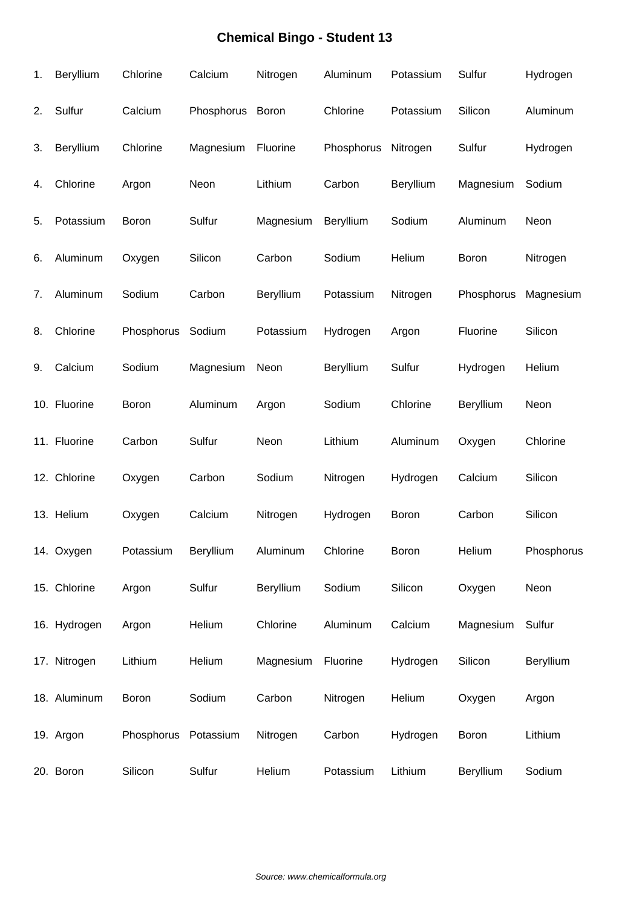# Chemical Bingo - Student 13

| | | | | | | | | |
|---|---|---|---|---|---|---|---|---|
| 1. | Beryllium | Chlorine | Calcium | Nitrogen | Aluminum | Potassium | Sulfur | Hydrogen |
| 2. | Sulfur | Calcium | Phosphorus | Boron | Chlorine | Potassium | Silicon | Aluminum |
| 3. | Beryllium | Chlorine | Magnesium | Fluorine | Phosphorus | Nitrogen | Sulfur | Hydrogen |
| 4. | Chlorine | Argon | Neon | Lithium | Carbon | Beryllium | Magnesium | Sodium |
| 5. | Potassium | Boron | Sulfur | Magnesium | Beryllium | Sodium | Aluminum | Neon |
| 6. | Aluminum | Oxygen | Silicon | Carbon | Sodium | Helium | Boron | Nitrogen |
| 7. | Aluminum | Sodium | Carbon | Beryllium | Potassium | Nitrogen | Phosphorus | Magnesium |
| 8. | Chlorine | Phosphorus | Sodium | Potassium | Hydrogen | Argon | Fluorine | Silicon |
| 9. | Calcium | Sodium | Magnesium | Neon | Beryllium | Sulfur | Hydrogen | Helium |
| 10. | Fluorine | Boron | Aluminum | Argon | Sodium | Chlorine | Beryllium | Neon |
| 11. | Fluorine | Carbon | Sulfur | Neon | Lithium | Aluminum | Oxygen | Chlorine |
| 12. | Chlorine | Oxygen | Carbon | Sodium | Nitrogen | Hydrogen | Calcium | Silicon |
| 13. | Helium | Oxygen | Calcium | Nitrogen | Hydrogen | Boron | Carbon | Silicon |
| 14. | Oxygen | Potassium | Beryllium | Aluminum | Chlorine | Boron | Helium | Phosphorus |
| 15. | Chlorine | Argon | Sulfur | Beryllium | Sodium | Silicon | Oxygen | Neon |
| 16. | Hydrogen | Argon | Helium | Chlorine | Aluminum | Calcium | Magnesium | Sulfur |
| 17. | Nitrogen | Lithium | Helium | Magnesium | Fluorine | Hydrogen | Silicon | Beryllium |
| 18. | Aluminum | Boron | Sodium | Carbon | Nitrogen | Helium | Oxygen | Argon |
| 19. | Argon | Phosphorus | Potassium | Nitrogen | Carbon | Hydrogen | Boron | Lithium |
| 20. | Boron | Silicon | Sulfur | Helium | Potassium | Lithium | Beryllium | Sodium |

*Source: www.chemicalformula.org*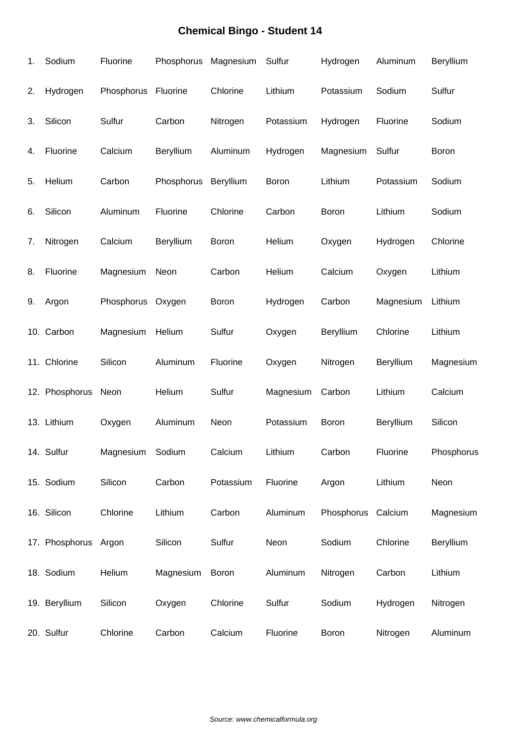# Chemical Bingo - Student 14

| | | | | | | | | |
|---|---|---|---|---|---|---|---|---|
| 1. | Sodium | Fluorine | Phosphorus | Magnesium | Sulfur | Hydrogen | Aluminum | Beryllium |
| 2. | Hydrogen | Phosphorus | Fluorine | Chlorine | Lithium | Potassium | Sodium | Sulfur |
| 3. | Silicon | Sulfur | Carbon | Nitrogen | Potassium | Hydrogen | Fluorine | Sodium |
| 4. | Fluorine | Calcium | Beryllium | Aluminum | Hydrogen | Magnesium | Sulfur | Boron |
| 5. | Helium | Carbon | Phosphorus | Beryllium | Boron | Lithium | Potassium | Sodium |
| 6. | Silicon | Aluminum | Fluorine | Chlorine | Carbon | Boron | Lithium | Sodium |
| 7. | Nitrogen | Calcium | Beryllium | Boron | Helium | Oxygen | Hydrogen | Chlorine |
| 8. | Fluorine | Magnesium | Neon | Carbon | Helium | Calcium | Oxygen | Lithium |
| 9. | Argon | Phosphorus | Oxygen | Boron | Hydrogen | Carbon | Magnesium | Lithium |
| 10. | Carbon | Magnesium | Helium | Sulfur | Oxygen | Beryllium | Chlorine | Lithium |
| 11. | Chlorine | Silicon | Aluminum | Fluorine | Oxygen | Nitrogen | Beryllium | Magnesium |
| 12. | Phosphorus | Neon | Helium | Sulfur | Magnesium | Carbon | Lithium | Calcium |
| 13. | Lithium | Oxygen | Aluminum | Neon | Potassium | Boron | Beryllium | Silicon |
| 14. | Sulfur | Magnesium | Sodium | Calcium | Lithium | Carbon | Fluorine | Phosphorus |
| 15. | Sodium | Silicon | Carbon | Potassium | Fluorine | Argon | Lithium | Neon |
| 16. | Silicon | Chlorine | Lithium | Carbon | Aluminum | Phosphorus | Calcium | Magnesium |
| 17. | Phosphorus | Argon | Silicon | Sulfur | Neon | Sodium | Chlorine | Beryllium |
| 18. | Sodium | Helium | Magnesium | Boron | Aluminum | Nitrogen | Carbon | Lithium |
| 19. | Beryllium | Silicon | Oxygen | Chlorine | Sulfur | Sodium | Hydrogen | Nitrogen |
| 20. | Sulfur | Chlorine | Carbon | Calcium | Fluorine | Boron | Nitrogen | Aluminum |

*Source: www.chemicalformula.org*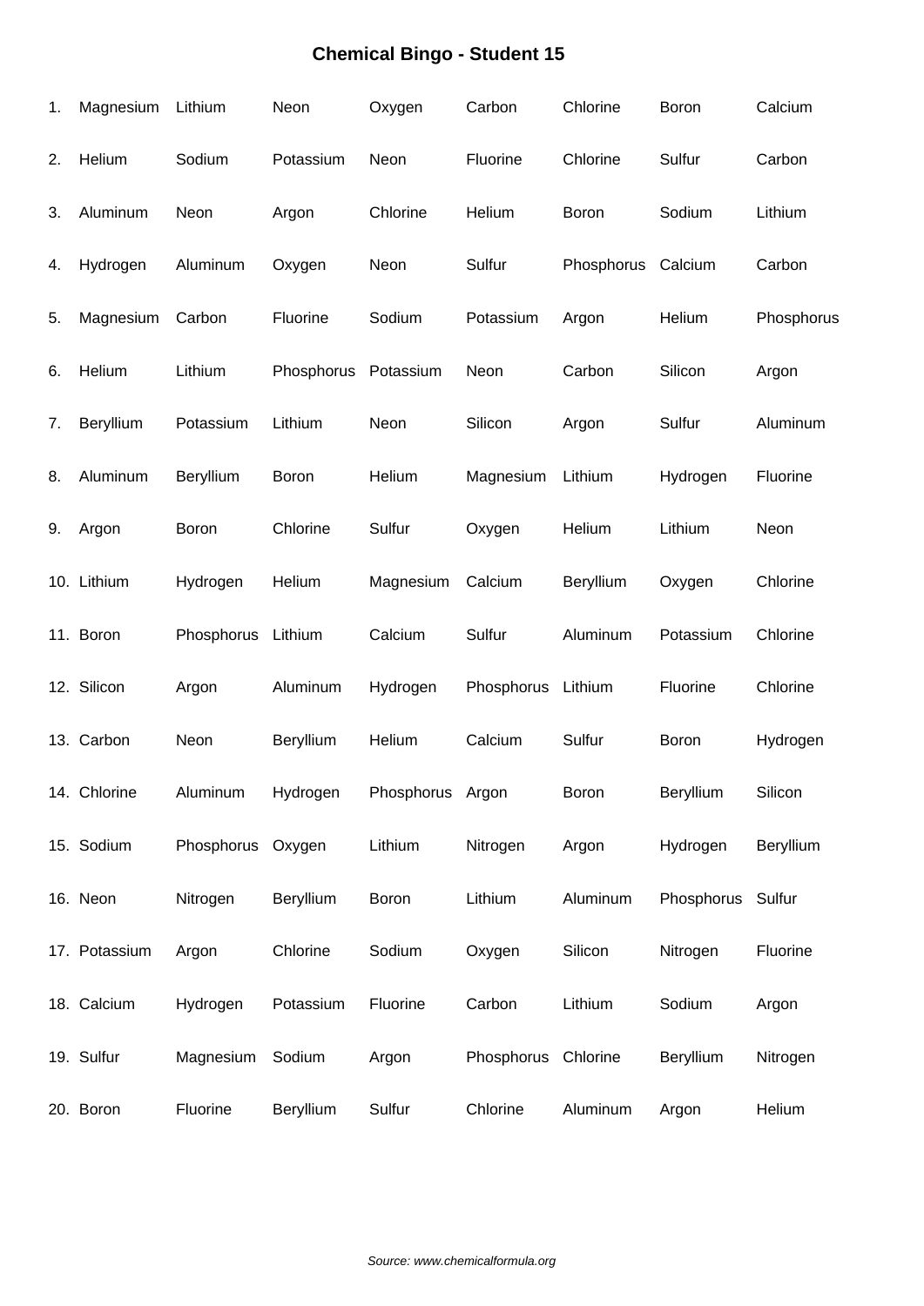# Chemical Bingo - Student 15

| | | | | | | | | |
|---|---|---|---|---|---|---|---|---|
| 1. | Magnesium | Lithium | Neon | Oxygen | Carbon | Chlorine | Boron | Calcium |
| 2. | Helium | Sodium | Potassium | Neon | Fluorine | Chlorine | Sulfur | Carbon |
| 3. | Aluminum | Neon | Argon | Chlorine | Helium | Boron | Sodium | Lithium |
| 4. | Hydrogen | Aluminum | Oxygen | Neon | Sulfur | Phosphorus | Calcium | Carbon |
| 5. | Magnesium | Carbon | Fluorine | Sodium | Potassium | Argon | Helium | Phosphorus |
| 6. | Helium | Lithium | Phosphorus | Potassium | Neon | Carbon | Silicon | Argon |
| 7. | Beryllium | Potassium | Lithium | Neon | Silicon | Argon | Sulfur | Aluminum |
| 8. | Aluminum | Beryllium | Boron | Helium | Magnesium | Lithium | Hydrogen | Fluorine |
| 9. | Argon | Boron | Chlorine | Sulfur | Oxygen | Helium | Lithium | Neon |
| 10. | Lithium | Hydrogen | Helium | Magnesium | Calcium | Beryllium | Oxygen | Chlorine |
| 11. | Boron | Phosphorus | Lithium | Calcium | Sulfur | Aluminum | Potassium | Chlorine |
| 12. | Silicon | Argon | Aluminum | Hydrogen | Phosphorus | Lithium | Fluorine | Chlorine |
| 13. | Carbon | Neon | Beryllium | Helium | Calcium | Sulfur | Boron | Hydrogen |
| 14. | Chlorine | Aluminum | Hydrogen | Phosphorus | Argon | Boron | Beryllium | Silicon |
| 15. | Sodium | Phosphorus | Oxygen | Lithium | Nitrogen | Argon | Hydrogen | Beryllium |
| 16. | Neon | Nitrogen | Beryllium | Boron | Lithium | Aluminum | Phosphorus | Sulfur |
| 17. | Potassium | Argon | Chlorine | Sodium | Oxygen | Silicon | Nitrogen | Fluorine |
| 18. | Calcium | Hydrogen | Potassium | Fluorine | Carbon | Lithium | Sodium | Argon |
| 19. | Sulfur | Magnesium | Sodium | Argon | Phosphorus | Chlorine | Beryllium | Nitrogen |
| 20. | Boron | Fluorine | Beryllium | Sulfur | Chlorine | Aluminum | Argon | Helium |

*Source: www.chemicalformula.org*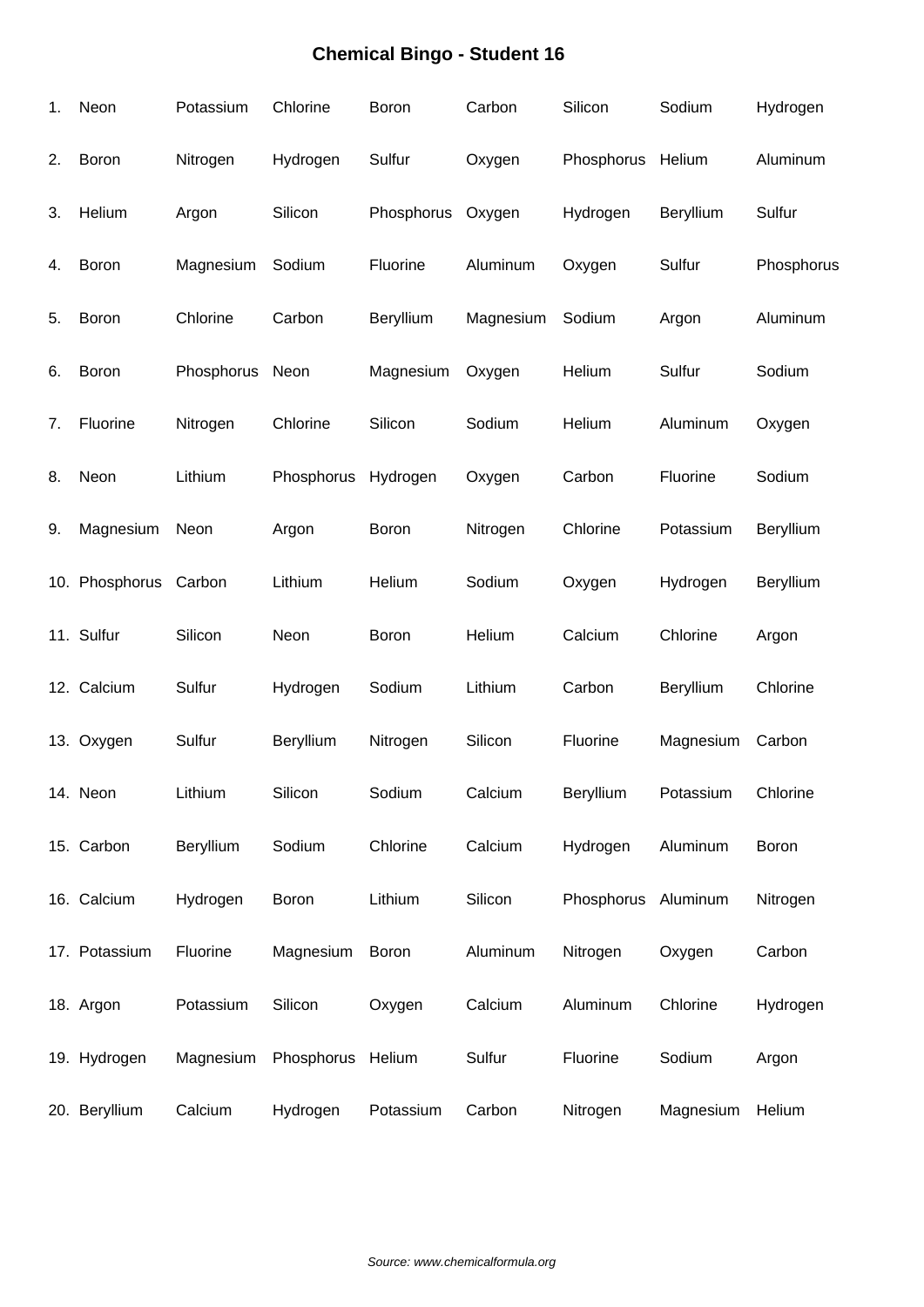# Chemical Bingo - Student 16

| | | | | | | | | |
|---|---|---|---|---|---|---|---|---|
| 1. | Neon | Potassium | Chlorine | Boron | Carbon | Silicon | Sodium | Hydrogen |
| 2. | Boron | Nitrogen | Hydrogen | Sulfur | Oxygen | Phosphorus | Helium | Aluminum |
| 3. | Helium | Argon | Silicon | Phosphorus | Oxygen | Hydrogen | Beryllium | Sulfur |
| 4. | Boron | Magnesium | Sodium | Fluorine | Aluminum | Oxygen | Sulfur | Phosphorus |
| 5. | Boron | Chlorine | Carbon | Beryllium | Magnesium | Sodium | Argon | Aluminum |
| 6. | Boron | Phosphorus | Neon | Magnesium | Oxygen | Helium | Sulfur | Sodium |
| 7. | Fluorine | Nitrogen | Chlorine | Silicon | Sodium | Helium | Aluminum | Oxygen |
| 8. | Neon | Lithium | Phosphorus | Hydrogen | Oxygen | Carbon | Fluorine | Sodium |
| 9. | Magnesium | Neon | Argon | Boron | Nitrogen | Chlorine | Potassium | Beryllium |
| 10. | Phosphorus | Carbon | Lithium | Helium | Sodium | Oxygen | Hydrogen | Beryllium |
| 11. | Sulfur | Silicon | Neon | Boron | Helium | Calcium | Chlorine | Argon |
| 12. | Calcium | Sulfur | Hydrogen | Sodium | Lithium | Carbon | Beryllium | Chlorine |
| 13. | Oxygen | Sulfur | Beryllium | Nitrogen | Silicon | Fluorine | Magnesium | Carbon |
| 14. | Neon | Lithium | Silicon | Sodium | Calcium | Beryllium | Potassium | Chlorine |
| 15. | Carbon | Beryllium | Sodium | Chlorine | Calcium | Hydrogen | Aluminum | Boron |
| 16. | Calcium | Hydrogen | Boron | Lithium | Silicon | Phosphorus | Aluminum | Nitrogen |
| 17. | Potassium | Fluorine | Magnesium | Boron | Aluminum | Nitrogen | Oxygen | Carbon |
| 18. | Argon | Potassium | Silicon | Oxygen | Calcium | Aluminum | Chlorine | Hydrogen |
| 19. | Hydrogen | Magnesium | Phosphorus | Helium | Sulfur | Fluorine | Sodium | Argon |
| 20. | Beryllium | Calcium | Hydrogen | Potassium | Carbon | Nitrogen | Magnesium | Helium |

*Source: www.chemicalformula.org*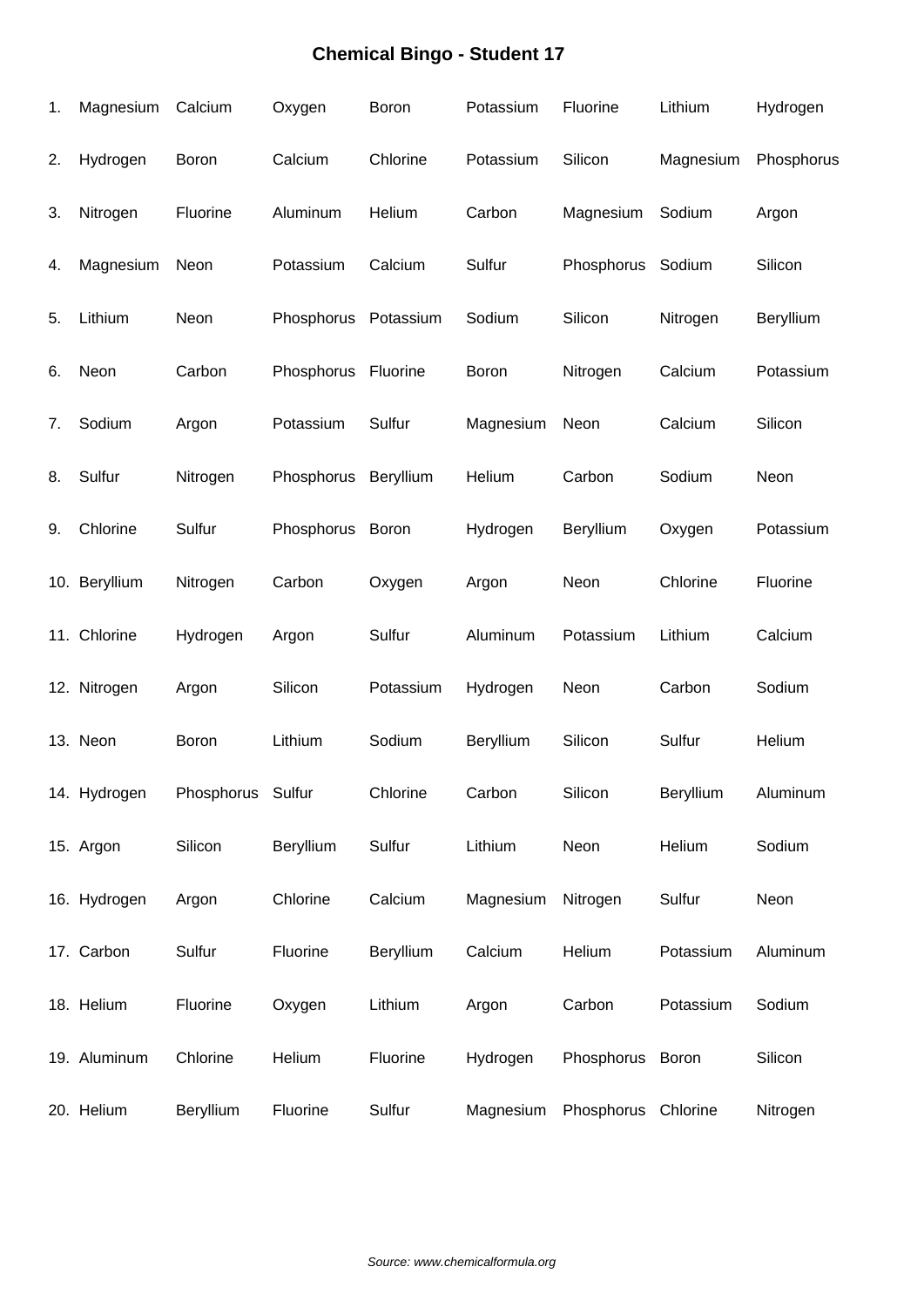# Chemical Bingo - Student 17

| | | | | | | | | |
|---|---|---|---|---|---|---|---|---|
| 1. | Magnesium | Calcium | Oxygen | Boron | Potassium | Fluorine | Lithium | Hydrogen |
| 2. | Hydrogen | Boron | Calcium | Chlorine | Potassium | Silicon | Magnesium | Phosphorus |
| 3. | Nitrogen | Fluorine | Aluminum | Helium | Carbon | Magnesium | Sodium | Argon |
| 4. | Magnesium | Neon | Potassium | Calcium | Sulfur | Phosphorus | Sodium | Silicon |
| 5. | Lithium | Neon | Phosphorus | Potassium | Sodium | Silicon | Nitrogen | Beryllium |
| 6. | Neon | Carbon | Phosphorus | Fluorine | Boron | Nitrogen | Calcium | Potassium |
| 7. | Sodium | Argon | Potassium | Sulfur | Magnesium | Neon | Calcium | Silicon |
| 8. | Sulfur | Nitrogen | Phosphorus | Beryllium | Helium | Carbon | Sodium | Neon |
| 9. | Chlorine | Sulfur | Phosphorus | Boron | Hydrogen | Beryllium | Oxygen | Potassium |
| 10. | Beryllium | Nitrogen | Carbon | Oxygen | Argon | Neon | Chlorine | Fluorine |
| 11. | Chlorine | Hydrogen | Argon | Sulfur | Aluminum | Potassium | Lithium | Calcium |
| 12. | Nitrogen | Argon | Silicon | Potassium | Hydrogen | Neon | Carbon | Sodium |
| 13. | Neon | Boron | Lithium | Sodium | Beryllium | Silicon | Sulfur | Helium |
| 14. | Hydrogen | Phosphorus | Sulfur | Chlorine | Carbon | Silicon | Beryllium | Aluminum |
| 15. | Argon | Silicon | Beryllium | Sulfur | Lithium | Neon | Helium | Sodium |
| 16. | Hydrogen | Argon | Chlorine | Calcium | Magnesium | Nitrogen | Sulfur | Neon |
| 17. | Carbon | Sulfur | Fluorine | Beryllium | Calcium | Helium | Potassium | Aluminum |
| 18. | Helium | Fluorine | Oxygen | Lithium | Argon | Carbon | Potassium | Sodium |
| 19. | Aluminum | Chlorine | Helium | Fluorine | Hydrogen | Phosphorus | Boron | Silicon |
| 20. | Helium | Beryllium | Fluorine | Sulfur | Magnesium | Phosphorus | Chlorine | Nitrogen |

*Source: www.chemicalformula.org*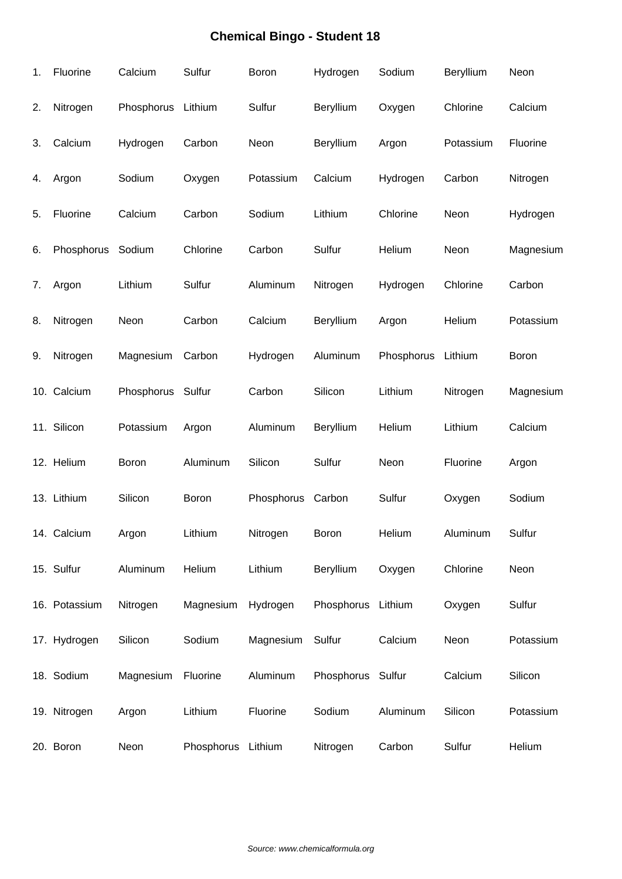# Chemical Bingo - Student 18

| | | | | | | | | |
|---|---|---|---|---|---|---|---|---|
| 1. | Fluorine | Calcium | Sulfur | Boron | Hydrogen | Sodium | Beryllium | Neon |
| 2. | Nitrogen | Phosphorus | Lithium | Sulfur | Beryllium | Oxygen | Chlorine | Calcium |
| 3. | Calcium | Hydrogen | Carbon | Neon | Beryllium | Argon | Potassium | Fluorine |
| 4. | Argon | Sodium | Oxygen | Potassium | Calcium | Hydrogen | Carbon | Nitrogen |
| 5. | Fluorine | Calcium | Carbon | Sodium | Lithium | Chlorine | Neon | Hydrogen |
| 6. | Phosphorus | Sodium | Chlorine | Carbon | Sulfur | Helium | Neon | Magnesium |
| 7. | Argon | Lithium | Sulfur | Aluminum | Nitrogen | Hydrogen | Chlorine | Carbon |
| 8. | Nitrogen | Neon | Carbon | Calcium | Beryllium | Argon | Helium | Potassium |
| 9. | Nitrogen | Magnesium | Carbon | Hydrogen | Aluminum | Phosphorus | Lithium | Boron |
| 10. | Calcium | Phosphorus | Sulfur | Carbon | Silicon | Lithium | Nitrogen | Magnesium |
| 11. | Silicon | Potassium | Argon | Aluminum | Beryllium | Helium | Lithium | Calcium |
| 12. | Helium | Boron | Aluminum | Silicon | Sulfur | Neon | Fluorine | Argon |
| 13. | Lithium | Silicon | Boron | Phosphorus | Carbon | Sulfur | Oxygen | Sodium |
| 14. | Calcium | Argon | Lithium | Nitrogen | Boron | Helium | Aluminum | Sulfur |
| 15. | Sulfur | Aluminum | Helium | Lithium | Beryllium | Oxygen | Chlorine | Neon |
| 16. | Potassium | Nitrogen | Magnesium | Hydrogen | Phosphorus | Lithium | Oxygen | Sulfur |
| 17. | Hydrogen | Silicon | Sodium | Magnesium | Sulfur | Calcium | Neon | Potassium |
| 18. | Sodium | Magnesium | Fluorine | Aluminum | Phosphorus | Sulfur | Calcium | Silicon |
| 19. | Nitrogen | Argon | Lithium | Fluorine | Sodium | Aluminum | Silicon | Potassium |
| 20. | Boron | Neon | Phosphorus | Lithium | Nitrogen | Carbon | Sulfur | Helium |

*Source: www.chemicalformula.org*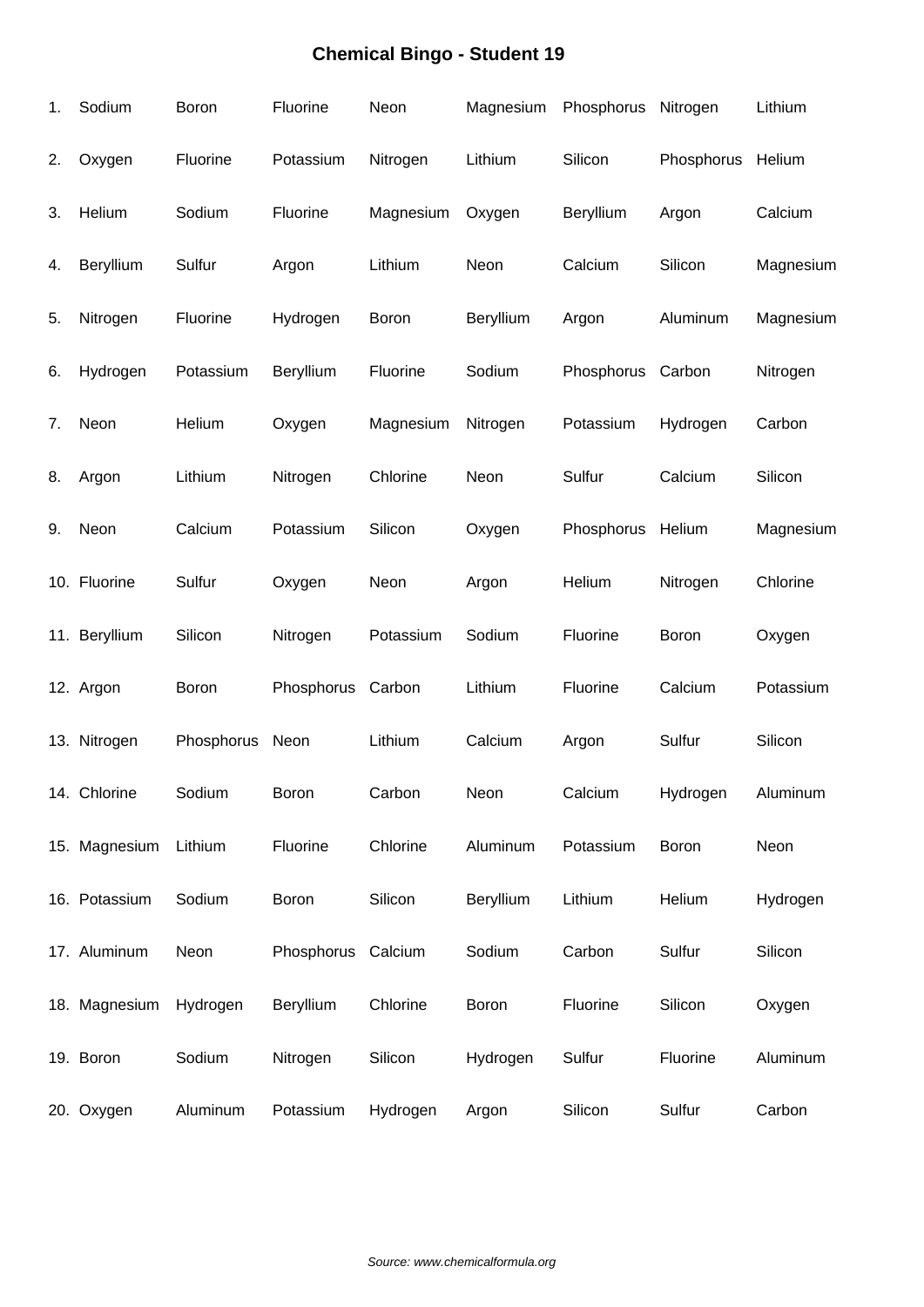# Chemical Bingo - Student 19

| | | | | | | | | |
|---|---|---|---|---|---|---|---|---|
| 1. | Sodium | Boron | Fluorine | Neon | Magnesium | Phosphorus | Nitrogen | Lithium |
| 2. | Oxygen | Fluorine | Potassium | Nitrogen | Lithium | Silicon | Phosphorus | Helium |
| 3. | Helium | Sodium | Fluorine | Magnesium | Oxygen | Beryllium | Argon | Calcium |
| 4. | Beryllium | Sulfur | Argon | Lithium | Neon | Calcium | Silicon | Magnesium |
| 5. | Nitrogen | Fluorine | Hydrogen | Boron | Beryllium | Argon | Aluminum | Magnesium |
| 6. | Hydrogen | Potassium | Beryllium | Fluorine | Sodium | Phosphorus | Carbon | Nitrogen |
| 7. | Neon | Helium | Oxygen | Magnesium | Nitrogen | Potassium | Hydrogen | Carbon |
| 8. | Argon | Lithium | Nitrogen | Chlorine | Neon | Sulfur | Calcium | Silicon |
| 9. | Neon | Calcium | Potassium | Silicon | Oxygen | Phosphorus | Helium | Magnesium |
| 10. | Fluorine | Sulfur | Oxygen | Neon | Argon | Helium | Nitrogen | Chlorine |
| 11. | Beryllium | Silicon | Nitrogen | Potassium | Sodium | Fluorine | Boron | Oxygen |
| 12. | Argon | Boron | Phosphorus | Carbon | Lithium | Fluorine | Calcium | Potassium |
| 13. | Nitrogen | Phosphorus | Neon | Lithium | Calcium | Argon | Sulfur | Silicon |
| 14. | Chlorine | Sodium | Boron | Carbon | Neon | Calcium | Hydrogen | Aluminum |
| 15. | Magnesium | Lithium | Fluorine | Chlorine | Aluminum | Potassium | Boron | Neon |
| 16. | Potassium | Sodium | Boron | Silicon | Beryllium | Lithium | Helium | Hydrogen |
| 17. | Aluminum | Neon | Phosphorus | Calcium | Sodium | Carbon | Sulfur | Silicon |
| 18. | Magnesium | Hydrogen | Beryllium | Chlorine | Boron | Fluorine | Silicon | Oxygen |
| 19. | Boron | Sodium | Nitrogen | Silicon | Hydrogen | Sulfur | Fluorine | Aluminum |
| 20. | Oxygen | Aluminum | Potassium | Hydrogen | Argon | Silicon | Sulfur | Carbon |

*Source: www.chemicalformula.org*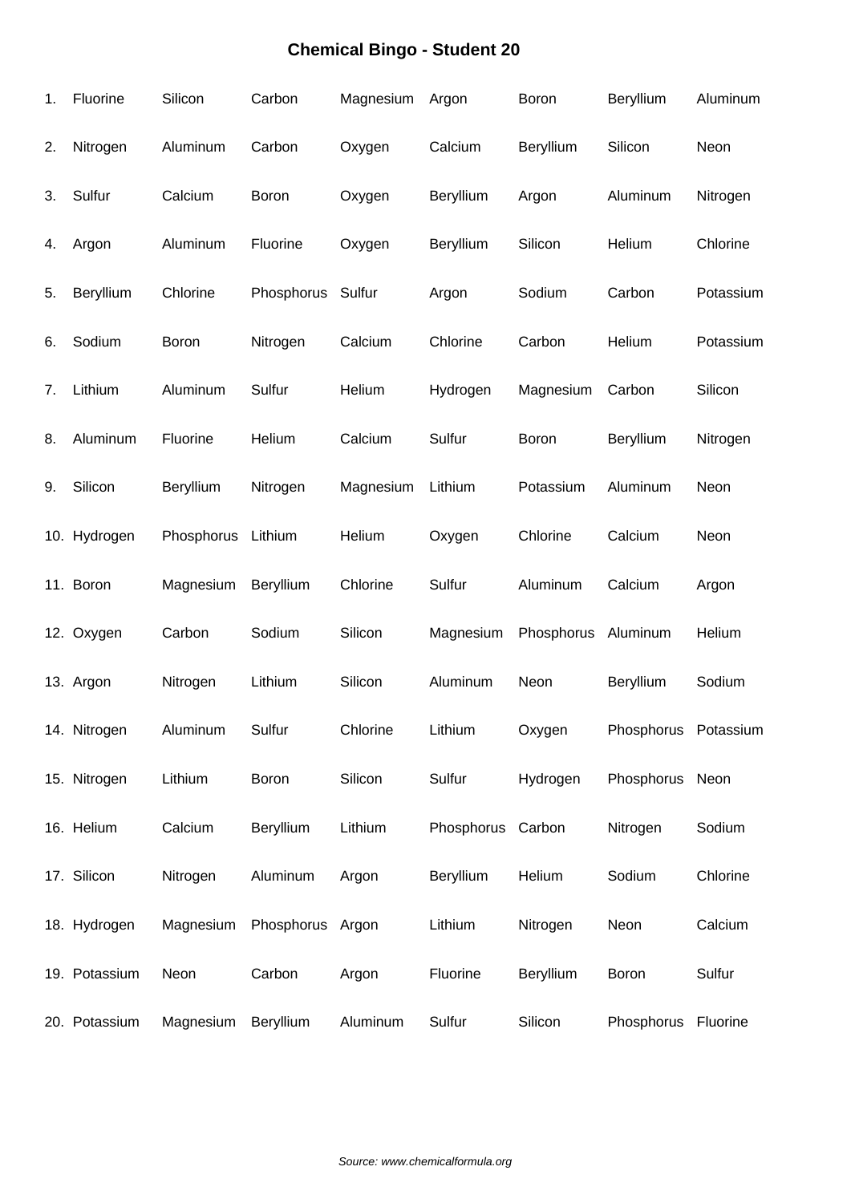# Chemical Bingo - Student 20

| # | | | | | | | | |
|---|---|---|---|---|---|---|---|---|
| 1. | Fluorine | Silicon | Carbon | Magnesium | Argon | Boron | Beryllium | Aluminum |
| 2. | Nitrogen | Aluminum | Carbon | Oxygen | Calcium | Beryllium | Silicon | Neon |
| 3. | Sulfur | Calcium | Boron | Oxygen | Beryllium | Argon | Aluminum | Nitrogen |
| 4. | Argon | Aluminum | Fluorine | Oxygen | Beryllium | Silicon | Helium | Chlorine |
| 5. | Beryllium | Chlorine | Phosphorus | Sulfur | Argon | Sodium | Carbon | Potassium |
| 6. | Sodium | Boron | Nitrogen | Calcium | Chlorine | Carbon | Helium | Potassium |
| 7. | Lithium | Aluminum | Sulfur | Helium | Hydrogen | Magnesium | Carbon | Silicon |
| 8. | Aluminum | Fluorine | Helium | Calcium | Sulfur | Boron | Beryllium | Nitrogen |
| 9. | Silicon | Beryllium | Nitrogen | Magnesium | Lithium | Potassium | Aluminum | Neon |
| 10. | Hydrogen | Phosphorus | Lithium | Helium | Oxygen | Chlorine | Calcium | Neon |
| 11. | Boron | Magnesium | Beryllium | Chlorine | Sulfur | Aluminum | Calcium | Argon |
| 12. | Oxygen | Carbon | Sodium | Silicon | Magnesium | Phosphorus | Aluminum | Helium |
| 13. | Argon | Nitrogen | Lithium | Silicon | Aluminum | Neon | Beryllium | Sodium |
| 14. | Nitrogen | Aluminum | Sulfur | Chlorine | Lithium | Oxygen | Phosphorus | Potassium |
| 15. | Nitrogen | Lithium | Boron | Silicon | Sulfur | Hydrogen | Phosphorus | Neon |
| 16. | Helium | Calcium | Beryllium | Lithium | Phosphorus | Carbon | Nitrogen | Sodium |
| 17. | Silicon | Nitrogen | Aluminum | Argon | Beryllium | Helium | Sodium | Chlorine |
| 18. | Hydrogen | Magnesium | Phosphorus | Argon | Lithium | Nitrogen | Neon | Calcium |
| 19. | Potassium | Neon | Carbon | Argon | Fluorine | Beryllium | Boron | Sulfur |
| 20. | Potassium | Magnesium | Beryllium | Aluminum | Sulfur | Silicon | Phosphorus | Fluorine |

*Source: www.chemicalformula.org*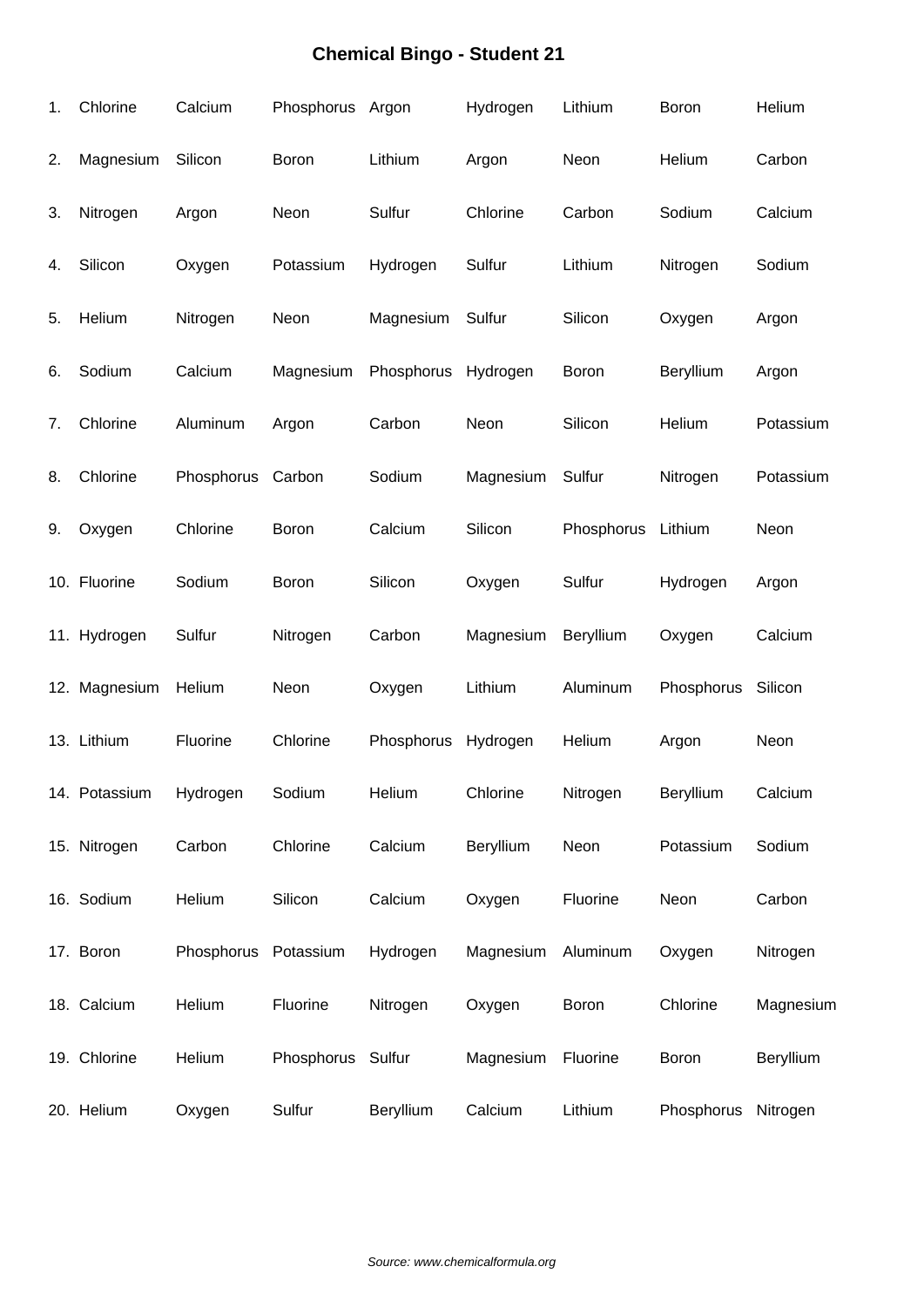# Chemical Bingo - Student 21

| | | | | | | | | |
|---|---|---|---|---|---|---|---|---|
| 1. | Chlorine | Calcium | Phosphorus | Argon | Hydrogen | Lithium | Boron | Helium |
| 2. | Magnesium | Silicon | Boron | Lithium | Argon | Neon | Helium | Carbon |
| 3. | Nitrogen | Argon | Neon | Sulfur | Chlorine | Carbon | Sodium | Calcium |
| 4. | Silicon | Oxygen | Potassium | Hydrogen | Sulfur | Lithium | Nitrogen | Sodium |
| 5. | Helium | Nitrogen | Neon | Magnesium | Sulfur | Silicon | Oxygen | Argon |
| 6. | Sodium | Calcium | Magnesium | Phosphorus | Hydrogen | Boron | Beryllium | Argon |
| 7. | Chlorine | Aluminum | Argon | Carbon | Neon | Silicon | Helium | Potassium |
| 8. | Chlorine | Phosphorus | Carbon | Sodium | Magnesium | Sulfur | Nitrogen | Potassium |
| 9. | Oxygen | Chlorine | Boron | Calcium | Silicon | Phosphorus | Lithium | Neon |
| 10. | Fluorine | Sodium | Boron | Silicon | Oxygen | Sulfur | Hydrogen | Argon |
| 11. | Hydrogen | Sulfur | Nitrogen | Carbon | Magnesium | Beryllium | Oxygen | Calcium |
| 12. | Magnesium | Helium | Neon | Oxygen | Lithium | Aluminum | Phosphorus | Silicon |
| 13. | Lithium | Fluorine | Chlorine | Phosphorus | Hydrogen | Helium | Argon | Neon |
| 14. | Potassium | Hydrogen | Sodium | Helium | Chlorine | Nitrogen | Beryllium | Calcium |
| 15. | Nitrogen | Carbon | Chlorine | Calcium | Beryllium | Neon | Potassium | Sodium |
| 16. | Sodium | Helium | Silicon | Calcium | Oxygen | Fluorine | Neon | Carbon |
| 17. | Boron | Phosphorus | Potassium | Hydrogen | Magnesium | Aluminum | Oxygen | Nitrogen |
| 18. | Calcium | Helium | Fluorine | Nitrogen | Oxygen | Boron | Chlorine | Magnesium |
| 19. | Chlorine | Helium | Phosphorus | Sulfur | Magnesium | Fluorine | Boron | Beryllium |
| 20. | Helium | Oxygen | Sulfur | Beryllium | Calcium | Lithium | Phosphorus | Nitrogen |

*Source: www.chemicalformula.org*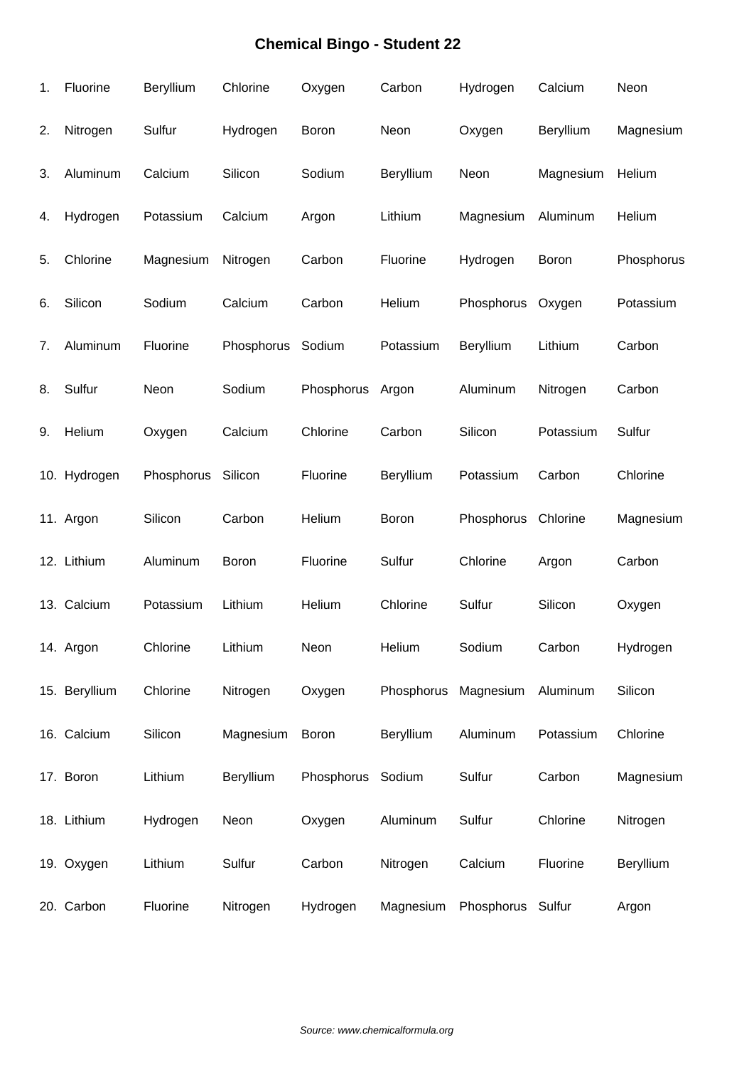# Chemical Bingo - Student 22

| | | | | | | | | |
|---|---|---|---|---|---|---|---|---|
| 1. | Fluorine | Beryllium | Chlorine | Oxygen | Carbon | Hydrogen | Calcium | Neon |
| 2. | Nitrogen | Sulfur | Hydrogen | Boron | Neon | Oxygen | Beryllium | Magnesium |
| 3. | Aluminum | Calcium | Silicon | Sodium | Beryllium | Neon | Magnesium | Helium |
| 4. | Hydrogen | Potassium | Calcium | Argon | Lithium | Magnesium | Aluminum | Helium |
| 5. | Chlorine | Magnesium | Nitrogen | Carbon | Fluorine | Hydrogen | Boron | Phosphorus |
| 6. | Silicon | Sodium | Calcium | Carbon | Helium | Phosphorus | Oxygen | Potassium |
| 7. | Aluminum | Fluorine | Phosphorus | Sodium | Potassium | Beryllium | Lithium | Carbon |
| 8. | Sulfur | Neon | Sodium | Phosphorus | Argon | Aluminum | Nitrogen | Carbon |
| 9. | Helium | Oxygen | Calcium | Chlorine | Carbon | Silicon | Potassium | Sulfur |
| 10. | Hydrogen | Phosphorus | Silicon | Fluorine | Beryllium | Potassium | Carbon | Chlorine |
| 11. | Argon | Silicon | Carbon | Helium | Boron | Phosphorus | Chlorine | Magnesium |
| 12. | Lithium | Aluminum | Boron | Fluorine | Sulfur | Chlorine | Argon | Carbon |
| 13. | Calcium | Potassium | Lithium | Helium | Chlorine | Sulfur | Silicon | Oxygen |
| 14. | Argon | Chlorine | Lithium | Neon | Helium | Sodium | Carbon | Hydrogen |
| 15. | Beryllium | Chlorine | Nitrogen | Oxygen | Phosphorus | Magnesium | Aluminum | Silicon |
| 16. | Calcium | Silicon | Magnesium | Boron | Beryllium | Aluminum | Potassium | Chlorine |
| 17. | Boron | Lithium | Beryllium | Phosphorus | Sodium | Sulfur | Carbon | Magnesium |
| 18. | Lithium | Hydrogen | Neon | Oxygen | Aluminum | Sulfur | Chlorine | Nitrogen |
| 19. | Oxygen | Lithium | Sulfur | Carbon | Nitrogen | Calcium | Fluorine | Beryllium |
| 20. | Carbon | Fluorine | Nitrogen | Hydrogen | Magnesium | Phosphorus | Sulfur | Argon |

*Source: www.chemicalformula.org*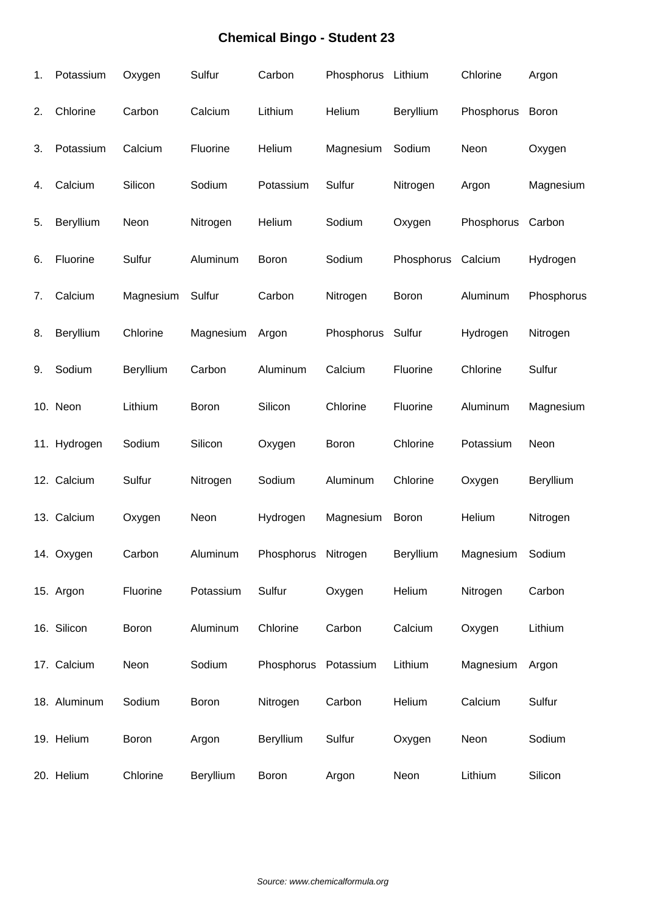# Chemical Bingo - Student 23

| | | | | | | | | |
|---|---|---|---|---|---|---|---|---|
| 1. | Potassium | Oxygen | Sulfur | Carbon | Phosphorus | Lithium | Chlorine | Argon |
| 2. | Chlorine | Carbon | Calcium | Lithium | Helium | Beryllium | Phosphorus | Boron |
| 3. | Potassium | Calcium | Fluorine | Helium | Magnesium | Sodium | Neon | Oxygen |
| 4. | Calcium | Silicon | Sodium | Potassium | Sulfur | Nitrogen | Argon | Magnesium |
| 5. | Beryllium | Neon | Nitrogen | Helium | Sodium | Oxygen | Phosphorus | Carbon |
| 6. | Fluorine | Sulfur | Aluminum | Boron | Sodium | Phosphorus | Calcium | Hydrogen |
| 7. | Calcium | Magnesium | Sulfur | Carbon | Nitrogen | Boron | Aluminum | Phosphorus |
| 8. | Beryllium | Chlorine | Magnesium | Argon | Phosphorus | Sulfur | Hydrogen | Nitrogen |
| 9. | Sodium | Beryllium | Carbon | Aluminum | Calcium | Fluorine | Chlorine | Sulfur |
| 10. | Neon | Lithium | Boron | Silicon | Chlorine | Fluorine | Aluminum | Magnesium |
| 11. | Hydrogen | Sodium | Silicon | Oxygen | Boron | Chlorine | Potassium | Neon |
| 12. | Calcium | Sulfur | Nitrogen | Sodium | Aluminum | Chlorine | Oxygen | Beryllium |
| 13. | Calcium | Oxygen | Neon | Hydrogen | Magnesium | Boron | Helium | Nitrogen |
| 14. | Oxygen | Carbon | Aluminum | Phosphorus | Nitrogen | Beryllium | Magnesium | Sodium |
| 15. | Argon | Fluorine | Potassium | Sulfur | Oxygen | Helium | Nitrogen | Carbon |
| 16. | Silicon | Boron | Aluminum | Chlorine | Carbon | Calcium | Oxygen | Lithium |
| 17. | Calcium | Neon | Sodium | Phosphorus | Potassium | Lithium | Magnesium | Argon |
| 18. | Aluminum | Sodium | Boron | Nitrogen | Carbon | Helium | Calcium | Sulfur |
| 19. | Helium | Boron | Argon | Beryllium | Sulfur | Oxygen | Neon | Sodium |
| 20. | Helium | Chlorine | Beryllium | Boron | Argon | Neon | Lithium | Silicon |

*Source: www.chemicalformula.org*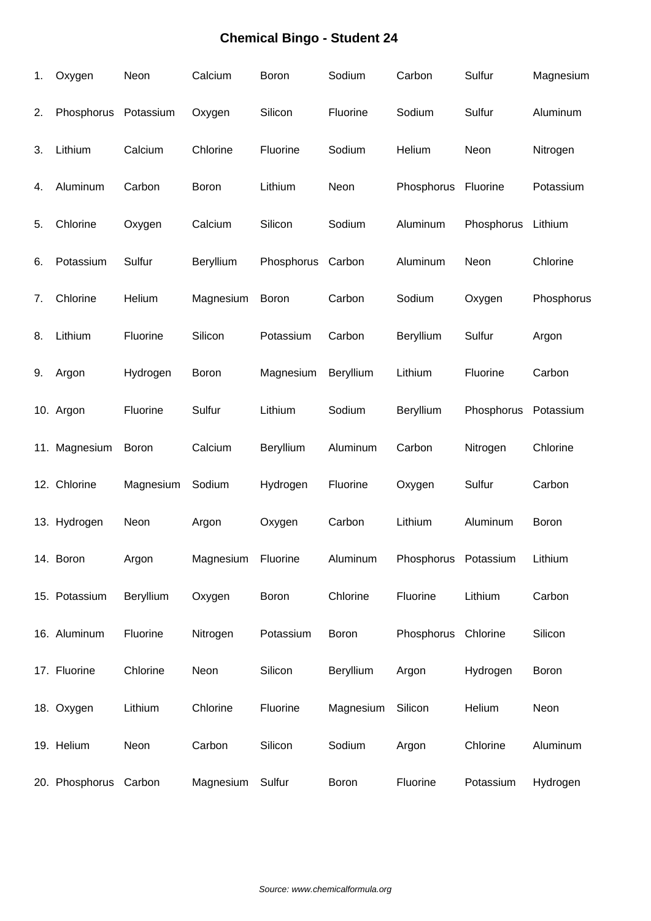# Chemical Bingo - Student 24

| | | | | | | | | |
|---|---|---|---|---|---|---|---|---|
| 1. | Oxygen | Neon | Calcium | Boron | Sodium | Carbon | Sulfur | Magnesium |
| 2. | Phosphorus | Potassium | Oxygen | Silicon | Fluorine | Sodium | Sulfur | Aluminum |
| 3. | Lithium | Calcium | Chlorine | Fluorine | Sodium | Helium | Neon | Nitrogen |
| 4. | Aluminum | Carbon | Boron | Lithium | Neon | Phosphorus | Fluorine | Potassium |
| 5. | Chlorine | Oxygen | Calcium | Silicon | Sodium | Aluminum | Phosphorus | Lithium |
| 6. | Potassium | Sulfur | Beryllium | Phosphorus | Carbon | Aluminum | Neon | Chlorine |
| 7. | Chlorine | Helium | Magnesium | Boron | Carbon | Sodium | Oxygen | Phosphorus |
| 8. | Lithium | Fluorine | Silicon | Potassium | Carbon | Beryllium | Sulfur | Argon |
| 9. | Argon | Hydrogen | Boron | Magnesium | Beryllium | Lithium | Fluorine | Carbon |
| 10. | Argon | Fluorine | Sulfur | Lithium | Sodium | Beryllium | Phosphorus | Potassium |
| 11. | Magnesium | Boron | Calcium | Beryllium | Aluminum | Carbon | Nitrogen | Chlorine |
| 12. | Chlorine | Magnesium | Sodium | Hydrogen | Fluorine | Oxygen | Sulfur | Carbon |
| 13. | Hydrogen | Neon | Argon | Oxygen | Carbon | Lithium | Aluminum | Boron |
| 14. | Boron | Argon | Magnesium | Fluorine | Aluminum | Phosphorus | Potassium | Lithium |
| 15. | Potassium | Beryllium | Oxygen | Boron | Chlorine | Fluorine | Lithium | Carbon |
| 16. | Aluminum | Fluorine | Nitrogen | Potassium | Boron | Phosphorus | Chlorine | Silicon |
| 17. | Fluorine | Chlorine | Neon | Silicon | Beryllium | Argon | Hydrogen | Boron |
| 18. | Oxygen | Lithium | Chlorine | Fluorine | Magnesium | Silicon | Helium | Neon |
| 19. | Helium | Neon | Carbon | Silicon | Sodium | Argon | Chlorine | Aluminum |
| 20. | Phosphorus | Carbon | Magnesium | Sulfur | Boron | Fluorine | Potassium | Hydrogen |

*Source: www.chemicalformula.org*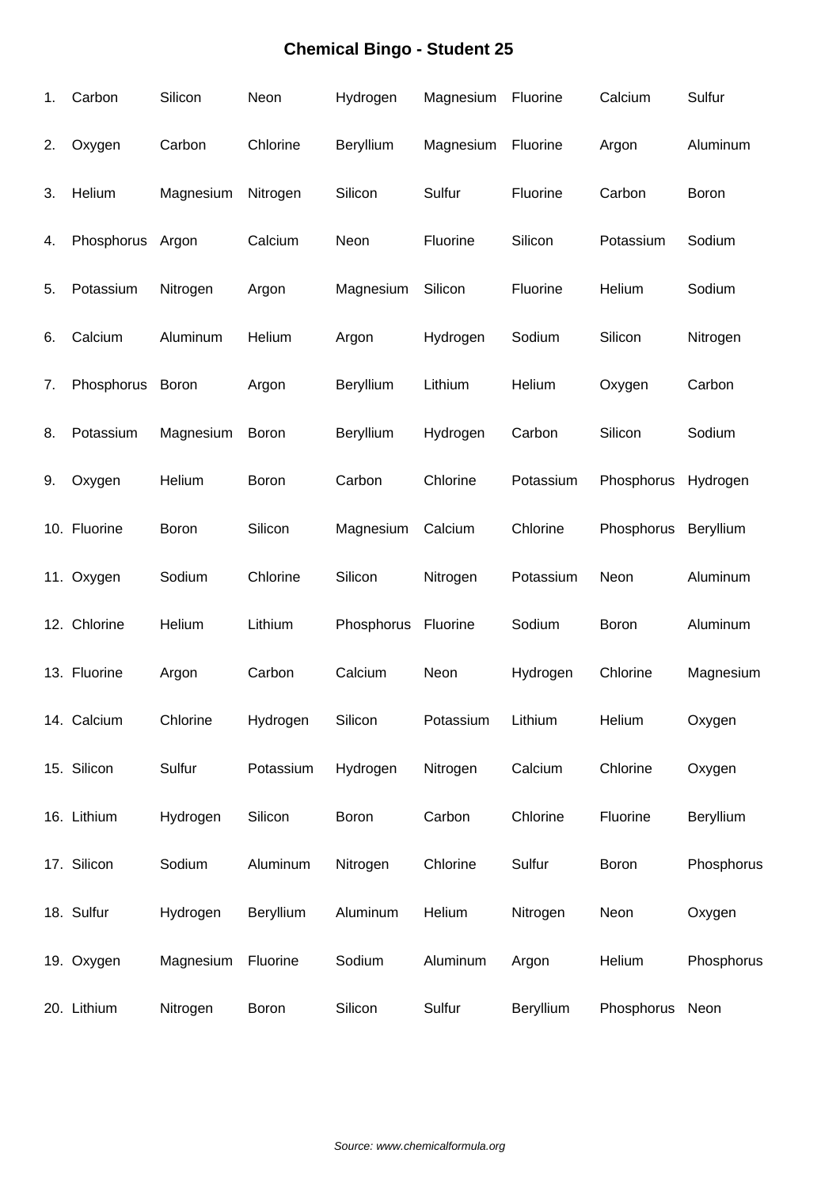# Chemical Bingo - Student 25

| | | | | | | | | |
|---|---|---|---|---|---|---|---|---|
| 1. | Carbon | Silicon | Neon | Hydrogen | Magnesium | Fluorine | Calcium | Sulfur |
| 2. | Oxygen | Carbon | Chlorine | Beryllium | Magnesium | Fluorine | Argon | Aluminum |
| 3. | Helium | Magnesium | Nitrogen | Silicon | Sulfur | Fluorine | Carbon | Boron |
| 4. | Phosphorus | Argon | Calcium | Neon | Fluorine | Silicon | Potassium | Sodium |
| 5. | Potassium | Nitrogen | Argon | Magnesium | Silicon | Fluorine | Helium | Sodium |
| 6. | Calcium | Aluminum | Helium | Argon | Hydrogen | Sodium | Silicon | Nitrogen |
| 7. | Phosphorus | Boron | Argon | Beryllium | Lithium | Helium | Oxygen | Carbon |
| 8. | Potassium | Magnesium | Boron | Beryllium | Hydrogen | Carbon | Silicon | Sodium |
| 9. | Oxygen | Helium | Boron | Carbon | Chlorine | Potassium | Phosphorus | Hydrogen |
| 10. | Fluorine | Boron | Silicon | Magnesium | Calcium | Chlorine | Phosphorus | Beryllium |
| 11. | Oxygen | Sodium | Chlorine | Silicon | Nitrogen | Potassium | Neon | Aluminum |
| 12. | Chlorine | Helium | Lithium | Phosphorus | Fluorine | Sodium | Boron | Aluminum |
| 13. | Fluorine | Argon | Carbon | Calcium | Neon | Hydrogen | Chlorine | Magnesium |
| 14. | Calcium | Chlorine | Hydrogen | Silicon | Potassium | Lithium | Helium | Oxygen |
| 15. | Silicon | Sulfur | Potassium | Hydrogen | Nitrogen | Calcium | Chlorine | Oxygen |
| 16. | Lithium | Hydrogen | Silicon | Boron | Carbon | Chlorine | Fluorine | Beryllium |
| 17. | Silicon | Sodium | Aluminum | Nitrogen | Chlorine | Sulfur | Boron | Phosphorus |
| 18. | Sulfur | Hydrogen | Beryllium | Aluminum | Helium | Nitrogen | Neon | Oxygen |
| 19. | Oxygen | Magnesium | Fluorine | Sodium | Aluminum | Argon | Helium | Phosphorus |
| 20. | Lithium | Nitrogen | Boron | Silicon | Sulfur | Beryllium | Phosphorus | Neon |

*Source: www.chemicalformula.org*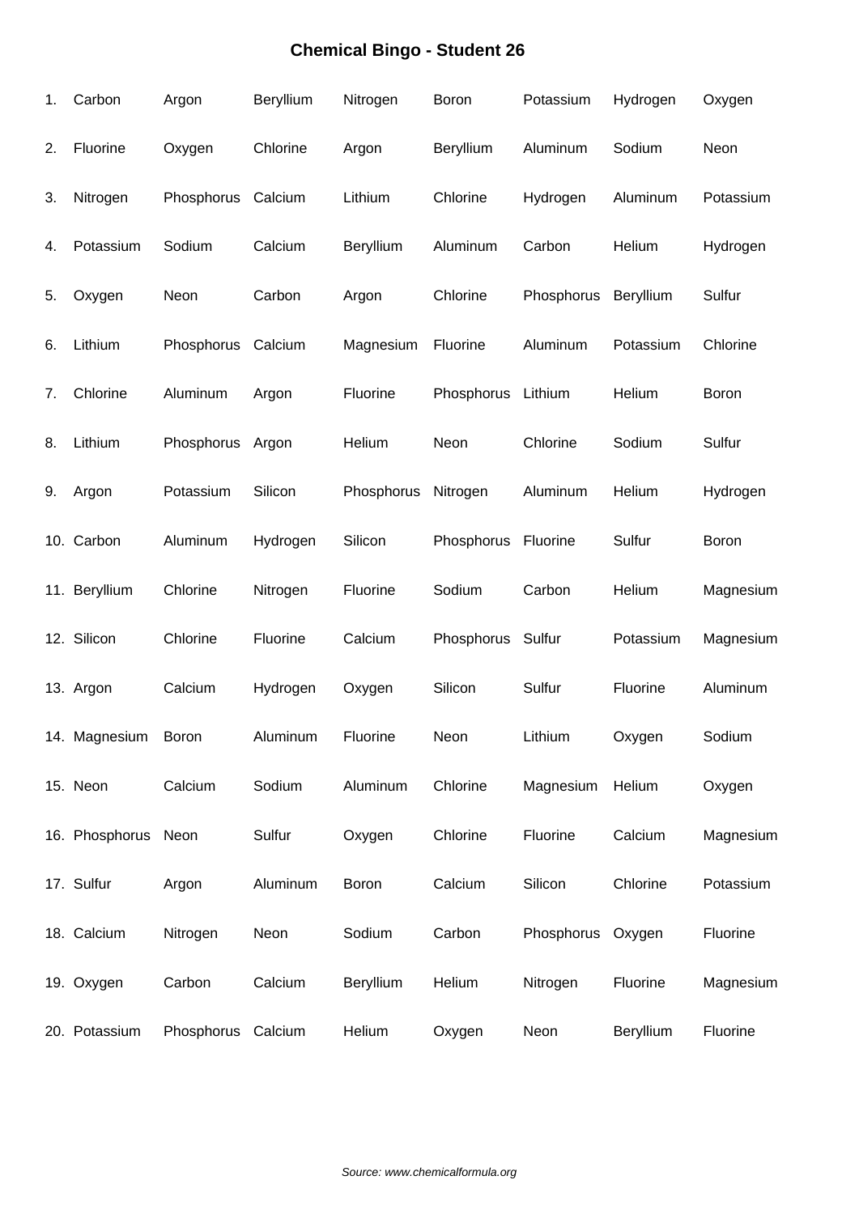# Chemical Bingo - Student 26

| | | | | | | | | |
|---|---|---|---|---|---|---|---|---|
| 1. | Carbon | Argon | Beryllium | Nitrogen | Boron | Potassium | Hydrogen | Oxygen |
| 2. | Fluorine | Oxygen | Chlorine | Argon | Beryllium | Aluminum | Sodium | Neon |
| 3. | Nitrogen | Phosphorus | Calcium | Lithium | Chlorine | Hydrogen | Aluminum | Potassium |
| 4. | Potassium | Sodium | Calcium | Beryllium | Aluminum | Carbon | Helium | Hydrogen |
| 5. | Oxygen | Neon | Carbon | Argon | Chlorine | Phosphorus | Beryllium | Sulfur |
| 6. | Lithium | Phosphorus | Calcium | Magnesium | Fluorine | Aluminum | Potassium | Chlorine |
| 7. | Chlorine | Aluminum | Argon | Fluorine | Phosphorus | Lithium | Helium | Boron |
| 8. | Lithium | Phosphorus | Argon | Helium | Neon | Chlorine | Sodium | Sulfur |
| 9. | Argon | Potassium | Silicon | Phosphorus | Nitrogen | Aluminum | Helium | Hydrogen |
| 10. | Carbon | Aluminum | Hydrogen | Silicon | Phosphorus | Fluorine | Sulfur | Boron |
| 11. | Beryllium | Chlorine | Nitrogen | Fluorine | Sodium | Carbon | Helium | Magnesium |
| 12. | Silicon | Chlorine | Fluorine | Calcium | Phosphorus | Sulfur | Potassium | Magnesium |
| 13. | Argon | Calcium | Hydrogen | Oxygen | Silicon | Sulfur | Fluorine | Aluminum |
| 14. | Magnesium | Boron | Aluminum | Fluorine | Neon | Lithium | Oxygen | Sodium |
| 15. | Neon | Calcium | Sodium | Aluminum | Chlorine | Magnesium | Helium | Oxygen |
| 16. | Phosphorus | Neon | Sulfur | Oxygen | Chlorine | Fluorine | Calcium | Magnesium |
| 17. | Sulfur | Argon | Aluminum | Boron | Calcium | Silicon | Chlorine | Potassium |
| 18. | Calcium | Nitrogen | Neon | Sodium | Carbon | Phosphorus | Oxygen | Fluorine |
| 19. | Oxygen | Carbon | Calcium | Beryllium | Helium | Nitrogen | Fluorine | Magnesium |
| 20. | Potassium | Phosphorus | Calcium | Helium | Oxygen | Neon | Beryllium | Fluorine |

*Source: www.chemicalformula.org*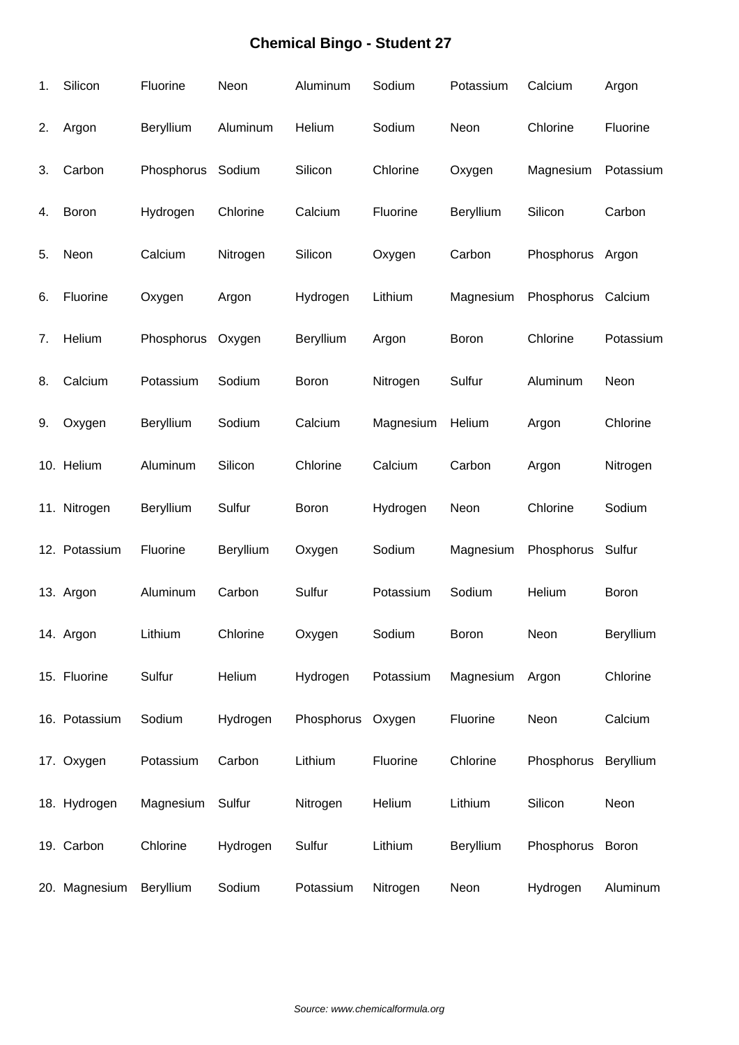# Chemical Bingo - Student 27

| | | | | | | | | |
|---|---|---|---|---|---|---|---|---|
| 1. | Silicon | Fluorine | Neon | Aluminum | Sodium | Potassium | Calcium | Argon |
| 2. | Argon | Beryllium | Aluminum | Helium | Sodium | Neon | Chlorine | Fluorine |
| 3. | Carbon | Phosphorus | Sodium | Silicon | Chlorine | Oxygen | Magnesium | Potassium |
| 4. | Boron | Hydrogen | Chlorine | Calcium | Fluorine | Beryllium | Silicon | Carbon |
| 5. | Neon | Calcium | Nitrogen | Silicon | Oxygen | Carbon | Phosphorus | Argon |
| 6. | Fluorine | Oxygen | Argon | Hydrogen | Lithium | Magnesium | Phosphorus | Calcium |
| 7. | Helium | Phosphorus | Oxygen | Beryllium | Argon | Boron | Chlorine | Potassium |
| 8. | Calcium | Potassium | Sodium | Boron | Nitrogen | Sulfur | Aluminum | Neon |
| 9. | Oxygen | Beryllium | Sodium | Calcium | Magnesium | Helium | Argon | Chlorine |
| 10. | Helium | Aluminum | Silicon | Chlorine | Calcium | Carbon | Argon | Nitrogen |
| 11. | Nitrogen | Beryllium | Sulfur | Boron | Hydrogen | Neon | Chlorine | Sodium |
| 12. | Potassium | Fluorine | Beryllium | Oxygen | Sodium | Magnesium | Phosphorus | Sulfur |
| 13. | Argon | Aluminum | Carbon | Sulfur | Potassium | Sodium | Helium | Boron |
| 14. | Argon | Lithium | Chlorine | Oxygen | Sodium | Boron | Neon | Beryllium |
| 15. | Fluorine | Sulfur | Helium | Hydrogen | Potassium | Magnesium | Argon | Chlorine |
| 16. | Potassium | Sodium | Hydrogen | Phosphorus | Oxygen | Fluorine | Neon | Calcium |
| 17. | Oxygen | Potassium | Carbon | Lithium | Fluorine | Chlorine | Phosphorus | Beryllium |
| 18. | Hydrogen | Magnesium | Sulfur | Nitrogen | Helium | Lithium | Silicon | Neon |
| 19. | Carbon | Chlorine | Hydrogen | Sulfur | Lithium | Beryllium | Phosphorus | Boron |
| 20. | Magnesium | Beryllium | Sodium | Potassium | Nitrogen | Neon | Hydrogen | Aluminum |

*Source: www.chemicalformula.org*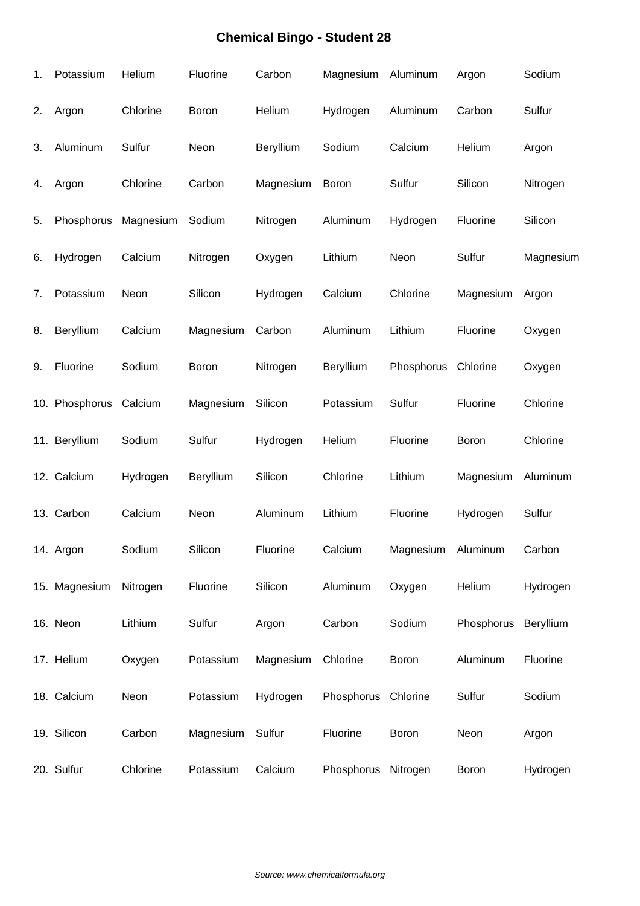# Chemical Bingo - Student 28

| | | | | | | | | |
|---|---|---|---|---|---|---|---|---|
| 1. | Potassium | Helium | Fluorine | Carbon | Magnesium | Aluminum | Argon | Sodium |
| 2. | Argon | Chlorine | Boron | Helium | Hydrogen | Aluminum | Carbon | Sulfur |
| 3. | Aluminum | Sulfur | Neon | Beryllium | Sodium | Calcium | Helium | Argon |
| 4. | Argon | Chlorine | Carbon | Magnesium | Boron | Sulfur | Silicon | Nitrogen |
| 5. | Phosphorus | Magnesium | Sodium | Nitrogen | Aluminum | Hydrogen | Fluorine | Silicon |
| 6. | Hydrogen | Calcium | Nitrogen | Oxygen | Lithium | Neon | Sulfur | Magnesium |
| 7. | Potassium | Neon | Silicon | Hydrogen | Calcium | Chlorine | Magnesium | Argon |
| 8. | Beryllium | Calcium | Magnesium | Carbon | Aluminum | Lithium | Fluorine | Oxygen |
| 9. | Fluorine | Sodium | Boron | Nitrogen | Beryllium | Phosphorus | Chlorine | Oxygen |
| 10. | Phosphorus | Calcium | Magnesium | Silicon | Potassium | Sulfur | Fluorine | Chlorine |
| 11. | Beryllium | Sodium | Sulfur | Hydrogen | Helium | Fluorine | Boron | Chlorine |
| 12. | Calcium | Hydrogen | Beryllium | Silicon | Chlorine | Lithium | Magnesium | Aluminum |
| 13. | Carbon | Calcium | Neon | Aluminum | Lithium | Fluorine | Hydrogen | Sulfur |
| 14. | Argon | Sodium | Silicon | Fluorine | Calcium | Magnesium | Aluminum | Carbon |
| 15. | Magnesium | Nitrogen | Fluorine | Silicon | Aluminum | Oxygen | Helium | Hydrogen |
| 16. | Neon | Lithium | Sulfur | Argon | Carbon | Sodium | Phosphorus | Beryllium |
| 17. | Helium | Oxygen | Potassium | Magnesium | Chlorine | Boron | Aluminum | Fluorine |
| 18. | Calcium | Neon | Potassium | Hydrogen | Phosphorus | Chlorine | Sulfur | Sodium |
| 19. | Silicon | Carbon | Magnesium | Sulfur | Fluorine | Boron | Neon | Argon |
| 20. | Sulfur | Chlorine | Potassium | Calcium | Phosphorus | Nitrogen | Boron | Hydrogen |

*Source: www.chemicalformula.org*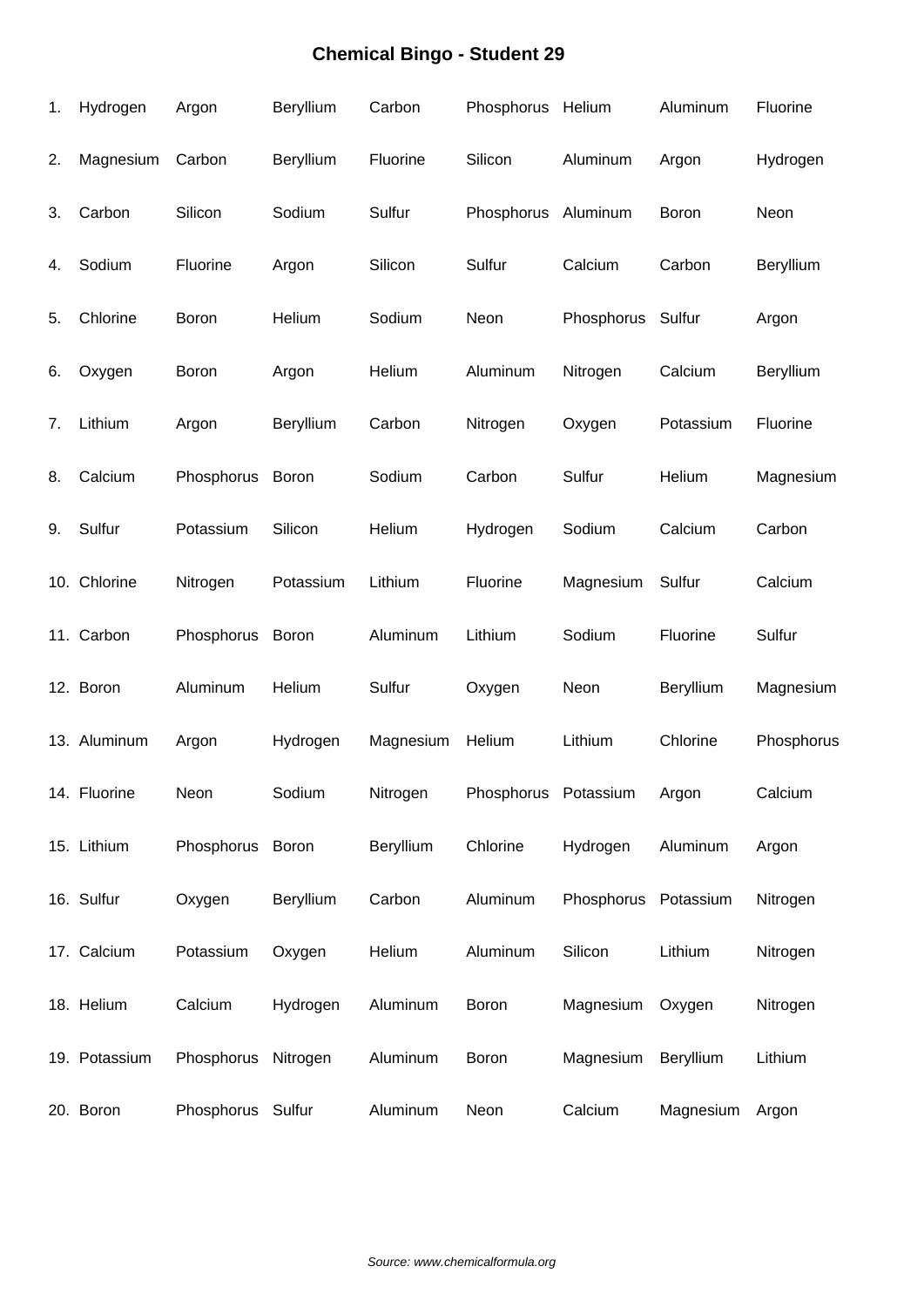# Chemical Bingo - Student 29

| | | | | | | | | |
|---|---|---|---|---|---|---|---|---|
| 1. | Hydrogen | Argon | Beryllium | Carbon | Phosphorus | Helium | Aluminum | Fluorine |
| 2. | Magnesium | Carbon | Beryllium | Fluorine | Silicon | Aluminum | Argon | Hydrogen |
| 3. | Carbon | Silicon | Sodium | Sulfur | Phosphorus | Aluminum | Boron | Neon |
| 4. | Sodium | Fluorine | Argon | Silicon | Sulfur | Calcium | Carbon | Beryllium |
| 5. | Chlorine | Boron | Helium | Sodium | Neon | Phosphorus | Sulfur | Argon |
| 6. | Oxygen | Boron | Argon | Helium | Aluminum | Nitrogen | Calcium | Beryllium |
| 7. | Lithium | Argon | Beryllium | Carbon | Nitrogen | Oxygen | Potassium | Fluorine |
| 8. | Calcium | Phosphorus | Boron | Sodium | Carbon | Sulfur | Helium | Magnesium |
| 9. | Sulfur | Potassium | Silicon | Helium | Hydrogen | Sodium | Calcium | Carbon |
| 10. | Chlorine | Nitrogen | Potassium | Lithium | Fluorine | Magnesium | Sulfur | Calcium |
| 11. | Carbon | Phosphorus | Boron | Aluminum | Lithium | Sodium | Fluorine | Sulfur |
| 12. | Boron | Aluminum | Helium | Sulfur | Oxygen | Neon | Beryllium | Magnesium |
| 13. | Aluminum | Argon | Hydrogen | Magnesium | Helium | Lithium | Chlorine | Phosphorus |
| 14. | Fluorine | Neon | Sodium | Nitrogen | Phosphorus | Potassium | Argon | Calcium |
| 15. | Lithium | Phosphorus | Boron | Beryllium | Chlorine | Hydrogen | Aluminum | Argon |
| 16. | Sulfur | Oxygen | Beryllium | Carbon | Aluminum | Phosphorus | Potassium | Nitrogen |
| 17. | Calcium | Potassium | Oxygen | Helium | Aluminum | Silicon | Lithium | Nitrogen |
| 18. | Helium | Calcium | Hydrogen | Aluminum | Boron | Magnesium | Oxygen | Nitrogen |
| 19. | Potassium | Phosphorus | Nitrogen | Aluminum | Boron | Magnesium | Beryllium | Lithium |
| 20. | Boron | Phosphorus | Sulfur | Aluminum | Neon | Calcium | Magnesium | Argon |

*Source: www.chemicalformula.org*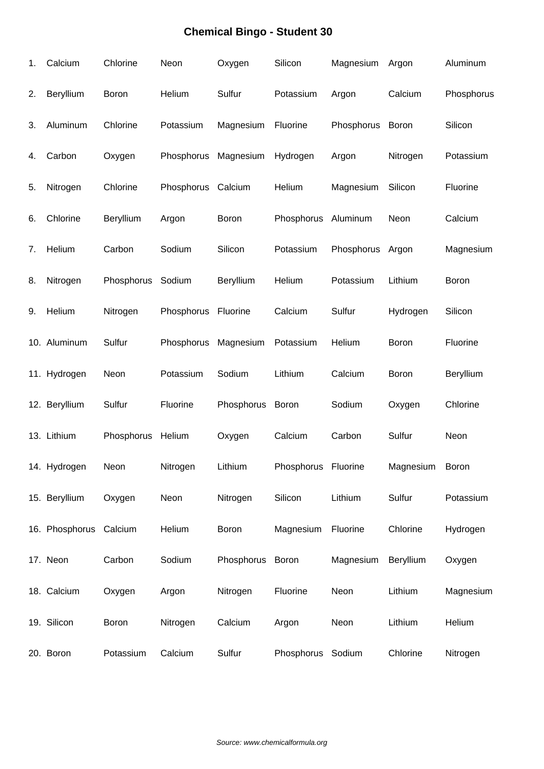# Chemical Bingo - Student 30

| | | | | | | | | |
|---|---|---|---|---|---|---|---|---|
| 1. | Calcium | Chlorine | Neon | Oxygen | Silicon | Magnesium | Argon | Aluminum |
| 2. | Beryllium | Boron | Helium | Sulfur | Potassium | Argon | Calcium | Phosphorus |
| 3. | Aluminum | Chlorine | Potassium | Magnesium | Fluorine | Phosphorus | Boron | Silicon |
| 4. | Carbon | Oxygen | Phosphorus | Magnesium | Hydrogen | Argon | Nitrogen | Potassium |
| 5. | Nitrogen | Chlorine | Phosphorus | Calcium | Helium | Magnesium | Silicon | Fluorine |
| 6. | Chlorine | Beryllium | Argon | Boron | Phosphorus | Aluminum | Neon | Calcium |
| 7. | Helium | Carbon | Sodium | Silicon | Potassium | Phosphorus | Argon | Magnesium |
| 8. | Nitrogen | Phosphorus | Sodium | Beryllium | Helium | Potassium | Lithium | Boron |
| 9. | Helium | Nitrogen | Phosphorus | Fluorine | Calcium | Sulfur | Hydrogen | Silicon |
| 10. | Aluminum | Sulfur | Phosphorus | Magnesium | Potassium | Helium | Boron | Fluorine |
| 11. | Hydrogen | Neon | Potassium | Sodium | Lithium | Calcium | Boron | Beryllium |
| 12. | Beryllium | Sulfur | Fluorine | Phosphorus | Boron | Sodium | Oxygen | Chlorine |
| 13. | Lithium | Phosphorus | Helium | Oxygen | Calcium | Carbon | Sulfur | Neon |
| 14. | Hydrogen | Neon | Nitrogen | Lithium | Phosphorus | Fluorine | Magnesium | Boron |
| 15. | Beryllium | Oxygen | Neon | Nitrogen | Silicon | Lithium | Sulfur | Potassium |
| 16. | Phosphorus | Calcium | Helium | Boron | Magnesium | Fluorine | Chlorine | Hydrogen |
| 17. | Neon | Carbon | Sodium | Phosphorus | Boron | Magnesium | Beryllium | Oxygen |
| 18. | Calcium | Oxygen | Argon | Nitrogen | Fluorine | Neon | Lithium | Magnesium |
| 19. | Silicon | Boron | Nitrogen | Calcium | Argon | Neon | Lithium | Helium |
| 20. | Boron | Potassium | Calcium | Sulfur | Phosphorus | Sodium | Chlorine | Nitrogen |

*Source: www.chemicalformula.org*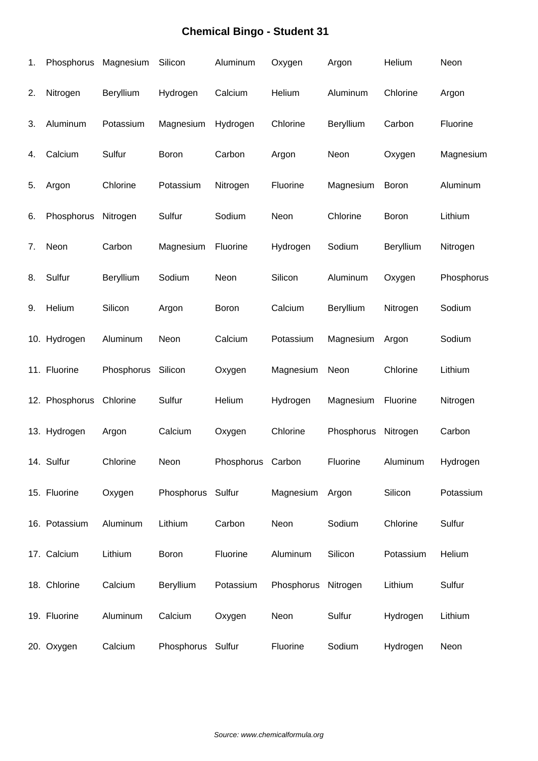# Chemical Bingo - Student 31

| | | | | | | | | |
|---|---|---|---|---|---|---|---|---|
| 1. | Phosphorus | Magnesium | Silicon | Aluminum | Oxygen | Argon | Helium | Neon |
| 2. | Nitrogen | Beryllium | Hydrogen | Calcium | Helium | Aluminum | Chlorine | Argon |
| 3. | Aluminum | Potassium | Magnesium | Hydrogen | Chlorine | Beryllium | Carbon | Fluorine |
| 4. | Calcium | Sulfur | Boron | Carbon | Argon | Neon | Oxygen | Magnesium |
| 5. | Argon | Chlorine | Potassium | Nitrogen | Fluorine | Magnesium | Boron | Aluminum |
| 6. | Phosphorus | Nitrogen | Sulfur | Sodium | Neon | Chlorine | Boron | Lithium |
| 7. | Neon | Carbon | Magnesium | Fluorine | Hydrogen | Sodium | Beryllium | Nitrogen |
| 8. | Sulfur | Beryllium | Sodium | Neon | Silicon | Aluminum | Oxygen | Phosphorus |
| 9. | Helium | Silicon | Argon | Boron | Calcium | Beryllium | Nitrogen | Sodium |
| 10. | Hydrogen | Aluminum | Neon | Calcium | Potassium | Magnesium | Argon | Sodium |
| 11. | Fluorine | Phosphorus | Silicon | Oxygen | Magnesium | Neon | Chlorine | Lithium |
| 12. | Phosphorus | Chlorine | Sulfur | Helium | Hydrogen | Magnesium | Fluorine | Nitrogen |
| 13. | Hydrogen | Argon | Calcium | Oxygen | Chlorine | Phosphorus | Nitrogen | Carbon |
| 14. | Sulfur | Chlorine | Neon | Phosphorus | Carbon | Fluorine | Aluminum | Hydrogen |
| 15. | Fluorine | Oxygen | Phosphorus | Sulfur | Magnesium | Argon | Silicon | Potassium |
| 16. | Potassium | Aluminum | Lithium | Carbon | Neon | Sodium | Chlorine | Sulfur |
| 17. | Calcium | Lithium | Boron | Fluorine | Aluminum | Silicon | Potassium | Helium |
| 18. | Chlorine | Calcium | Beryllium | Potassium | Phosphorus | Nitrogen | Lithium | Sulfur |
| 19. | Fluorine | Aluminum | Calcium | Oxygen | Neon | Sulfur | Hydrogen | Lithium |
| 20. | Oxygen | Calcium | Phosphorus | Sulfur | Fluorine | Sodium | Hydrogen | Neon |

*Source: www.chemicalformula.org*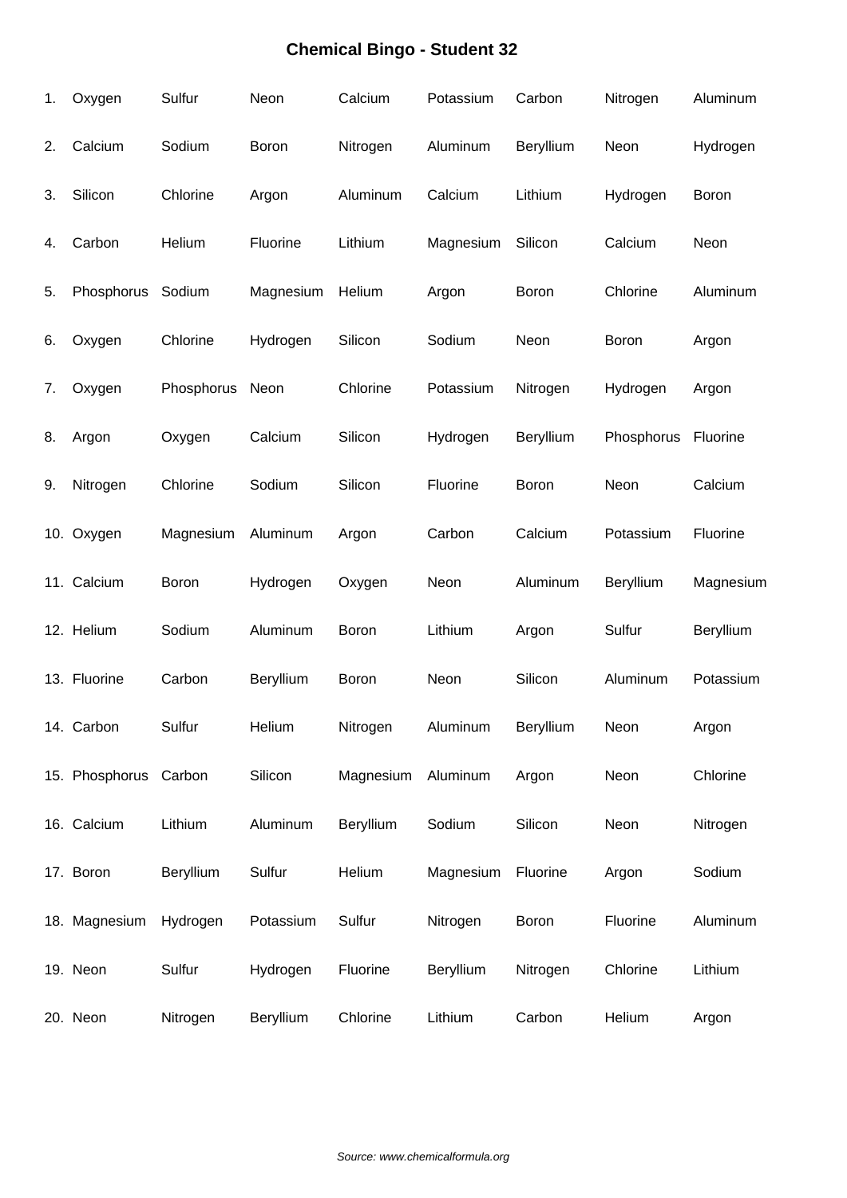# Chemical Bingo - Student 32

| | | | | | | | | |
|---|---|---|---|---|---|---|---|---|
| 1. | Oxygen | Sulfur | Neon | Calcium | Potassium | Carbon | Nitrogen | Aluminum |
| 2. | Calcium | Sodium | Boron | Nitrogen | Aluminum | Beryllium | Neon | Hydrogen |
| 3. | Silicon | Chlorine | Argon | Aluminum | Calcium | Lithium | Hydrogen | Boron |
| 4. | Carbon | Helium | Fluorine | Lithium | Magnesium | Silicon | Calcium | Neon |
| 5. | Phosphorus | Sodium | Magnesium | Helium | Argon | Boron | Chlorine | Aluminum |
| 6. | Oxygen | Chlorine | Hydrogen | Silicon | Sodium | Neon | Boron | Argon |
| 7. | Oxygen | Phosphorus | Neon | Chlorine | Potassium | Nitrogen | Hydrogen | Argon |
| 8. | Argon | Oxygen | Calcium | Silicon | Hydrogen | Beryllium | Phosphorus | Fluorine |
| 9. | Nitrogen | Chlorine | Sodium | Silicon | Fluorine | Boron | Neon | Calcium |
| 10. | Oxygen | Magnesium | Aluminum | Argon | Carbon | Calcium | Potassium | Fluorine |
| 11. | Calcium | Boron | Hydrogen | Oxygen | Neon | Aluminum | Beryllium | Magnesium |
| 12. | Helium | Sodium | Aluminum | Boron | Lithium | Argon | Sulfur | Beryllium |
| 13. | Fluorine | Carbon | Beryllium | Boron | Neon | Silicon | Aluminum | Potassium |
| 14. | Carbon | Sulfur | Helium | Nitrogen | Aluminum | Beryllium | Neon | Argon |
| 15. | Phosphorus | Carbon | Silicon | Magnesium | Aluminum | Argon | Neon | Chlorine |
| 16. | Calcium | Lithium | Aluminum | Beryllium | Sodium | Silicon | Neon | Nitrogen |
| 17. | Boron | Beryllium | Sulfur | Helium | Magnesium | Fluorine | Argon | Sodium |
| 18. | Magnesium | Hydrogen | Potassium | Sulfur | Nitrogen | Boron | Fluorine | Aluminum |
| 19. | Neon | Sulfur | Hydrogen | Fluorine | Beryllium | Nitrogen | Chlorine | Lithium |
| 20. | Neon | Nitrogen | Beryllium | Chlorine | Lithium | Carbon | Helium | Argon |

*Source: www.chemicalformula.org*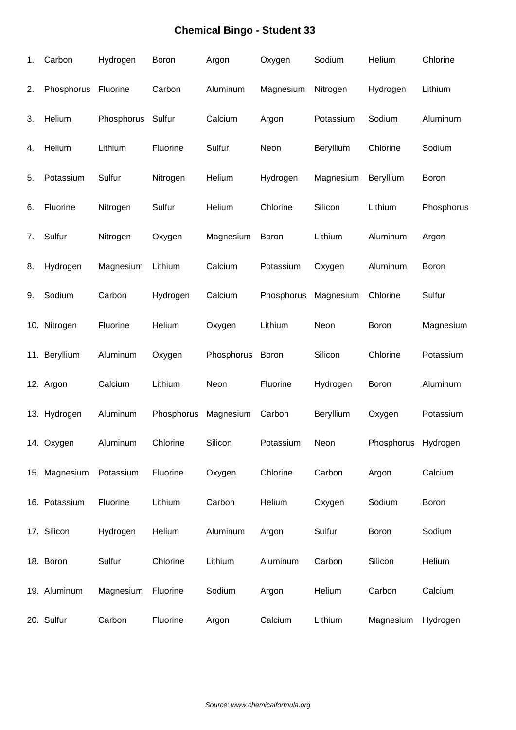# Chemical Bingo - Student 33

| | | | | | | | | |
|---|---|---|---|---|---|---|---|---|
| 1. | Carbon | Hydrogen | Boron | Argon | Oxygen | Sodium | Helium | Chlorine |
| 2. | Phosphorus | Fluorine | Carbon | Aluminum | Magnesium | Nitrogen | Hydrogen | Lithium |
| 3. | Helium | Phosphorus | Sulfur | Calcium | Argon | Potassium | Sodium | Aluminum |
| 4. | Helium | Lithium | Fluorine | Sulfur | Neon | Beryllium | Chlorine | Sodium |
| 5. | Potassium | Sulfur | Nitrogen | Helium | Hydrogen | Magnesium | Beryllium | Boron |
| 6. | Fluorine | Nitrogen | Sulfur | Helium | Chlorine | Silicon | Lithium | Phosphorus |
| 7. | Sulfur | Nitrogen | Oxygen | Magnesium | Boron | Lithium | Aluminum | Argon |
| 8. | Hydrogen | Magnesium | Lithium | Calcium | Potassium | Oxygen | Aluminum | Boron |
| 9. | Sodium | Carbon | Hydrogen | Calcium | Phosphorus | Magnesium | Chlorine | Sulfur |
| 10. | Nitrogen | Fluorine | Helium | Oxygen | Lithium | Neon | Boron | Magnesium |
| 11. | Beryllium | Aluminum | Oxygen | Phosphorus | Boron | Silicon | Chlorine | Potassium |
| 12. | Argon | Calcium | Lithium | Neon | Fluorine | Hydrogen | Boron | Aluminum |
| 13. | Hydrogen | Aluminum | Phosphorus | Magnesium | Carbon | Beryllium | Oxygen | Potassium |
| 14. | Oxygen | Aluminum | Chlorine | Silicon | Potassium | Neon | Phosphorus | Hydrogen |
| 15. | Magnesium | Potassium | Fluorine | Oxygen | Chlorine | Carbon | Argon | Calcium |
| 16. | Potassium | Fluorine | Lithium | Carbon | Helium | Oxygen | Sodium | Boron |
| 17. | Silicon | Hydrogen | Helium | Aluminum | Argon | Sulfur | Boron | Sodium |
| 18. | Boron | Sulfur | Chlorine | Lithium | Aluminum | Carbon | Silicon | Helium |
| 19. | Aluminum | Magnesium | Fluorine | Sodium | Argon | Helium | Carbon | Calcium |
| 20. | Sulfur | Carbon | Fluorine | Argon | Calcium | Lithium | Magnesium | Hydrogen |

*Source: www.chemicalformula.org*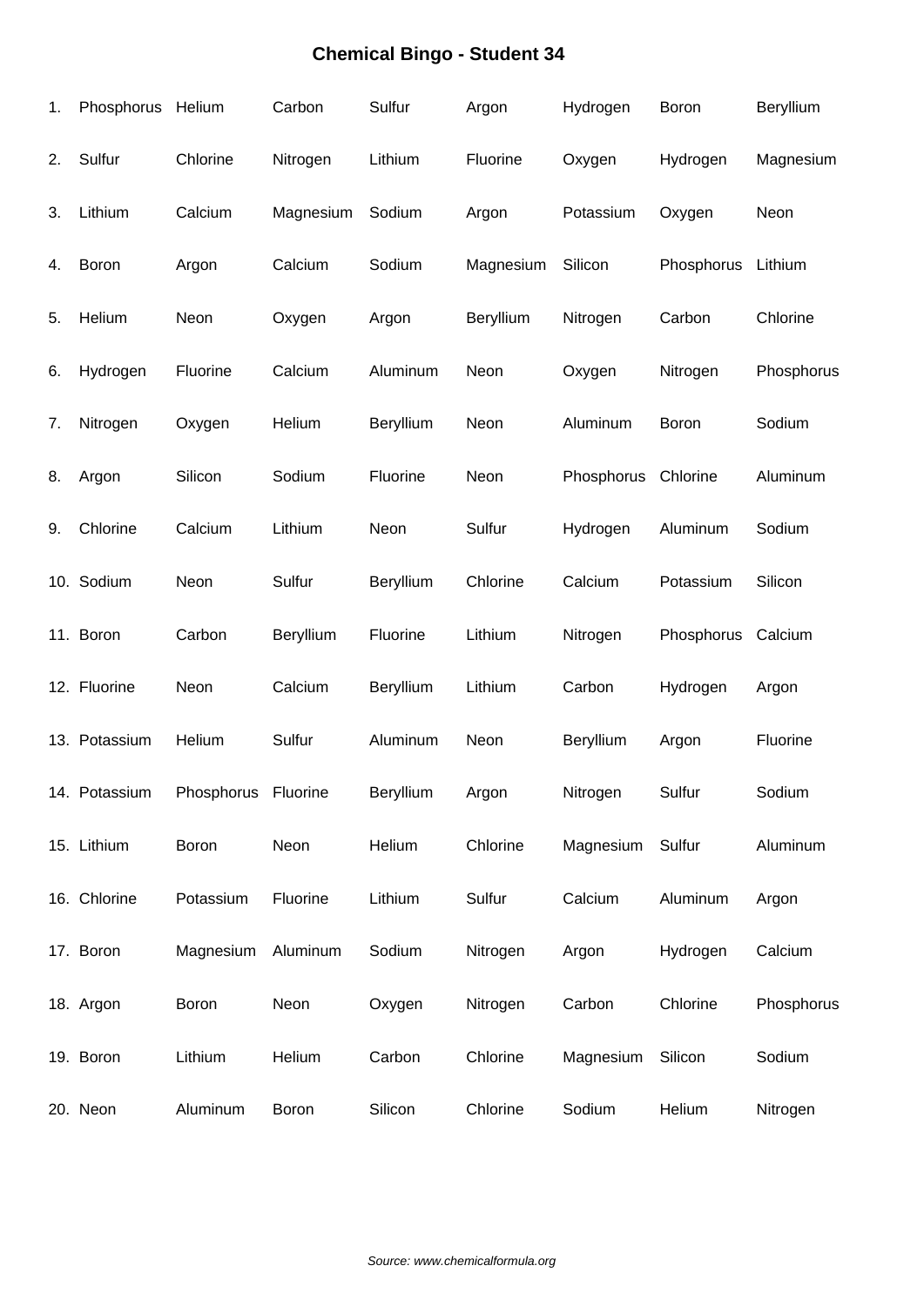# Chemical Bingo - Student 34

| | | | | | | | | |
|---|---|---|---|---|---|---|---|---|
| 1. | Phosphorus | Helium | Carbon | Sulfur | Argon | Hydrogen | Boron | Beryllium |
| 2. | Sulfur | Chlorine | Nitrogen | Lithium | Fluorine | Oxygen | Hydrogen | Magnesium |
| 3. | Lithium | Calcium | Magnesium | Sodium | Argon | Potassium | Oxygen | Neon |
| 4. | Boron | Argon | Calcium | Sodium | Magnesium | Silicon | Phosphorus | Lithium |
| 5. | Helium | Neon | Oxygen | Argon | Beryllium | Nitrogen | Carbon | Chlorine |
| 6. | Hydrogen | Fluorine | Calcium | Aluminum | Neon | Oxygen | Nitrogen | Phosphorus |
| 7. | Nitrogen | Oxygen | Helium | Beryllium | Neon | Aluminum | Boron | Sodium |
| 8. | Argon | Silicon | Sodium | Fluorine | Neon | Phosphorus | Chlorine | Aluminum |
| 9. | Chlorine | Calcium | Lithium | Neon | Sulfur | Hydrogen | Aluminum | Sodium |
| 10. | Sodium | Neon | Sulfur | Beryllium | Chlorine | Calcium | Potassium | Silicon |
| 11. | Boron | Carbon | Beryllium | Fluorine | Lithium | Nitrogen | Phosphorus | Calcium |
| 12. | Fluorine | Neon | Calcium | Beryllium | Lithium | Carbon | Hydrogen | Argon |
| 13. | Potassium | Helium | Sulfur | Aluminum | Neon | Beryllium | Argon | Fluorine |
| 14. | Potassium | Phosphorus | Fluorine | Beryllium | Argon | Nitrogen | Sulfur | Sodium |
| 15. | Lithium | Boron | Neon | Helium | Chlorine | Magnesium | Sulfur | Aluminum |
| 16. | Chlorine | Potassium | Fluorine | Lithium | Sulfur | Calcium | Aluminum | Argon |
| 17. | Boron | Magnesium | Aluminum | Sodium | Nitrogen | Argon | Hydrogen | Calcium |
| 18. | Argon | Boron | Neon | Oxygen | Nitrogen | Carbon | Chlorine | Phosphorus |
| 19. | Boron | Lithium | Helium | Carbon | Chlorine | Magnesium | Silicon | Sodium |
| 20. | Neon | Aluminum | Boron | Silicon | Chlorine | Sodium | Helium | Nitrogen |

*Source: www.chemicalformula.org*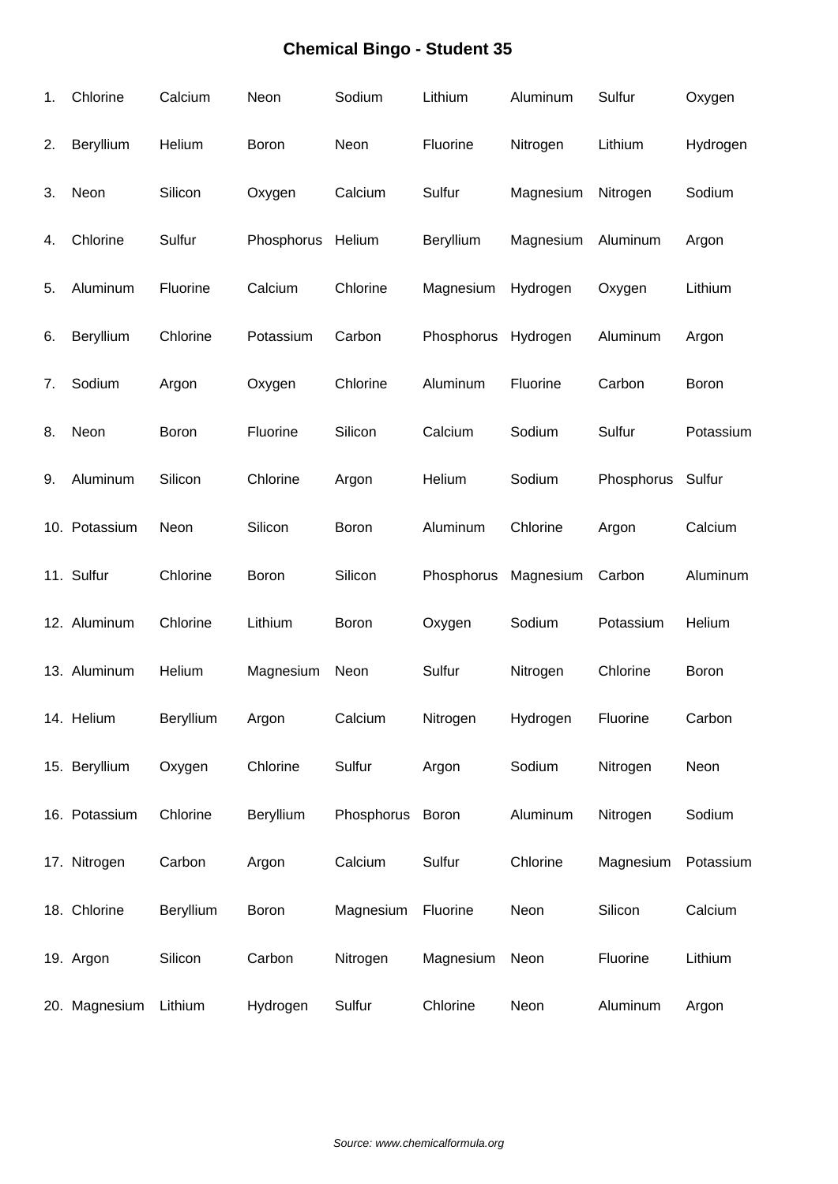# Chemical Bingo - Student 35

| | | | | | | | | |
|---|---|---|---|---|---|---|---|---|
| 1. | Chlorine | Calcium | Neon | Sodium | Lithium | Aluminum | Sulfur | Oxygen |
| 2. | Beryllium | Helium | Boron | Neon | Fluorine | Nitrogen | Lithium | Hydrogen |
| 3. | Neon | Silicon | Oxygen | Calcium | Sulfur | Magnesium | Nitrogen | Sodium |
| 4. | Chlorine | Sulfur | Phosphorus | Helium | Beryllium | Magnesium | Aluminum | Argon |
| 5. | Aluminum | Fluorine | Calcium | Chlorine | Magnesium | Hydrogen | Oxygen | Lithium |
| 6. | Beryllium | Chlorine | Potassium | Carbon | Phosphorus | Hydrogen | Aluminum | Argon |
| 7. | Sodium | Argon | Oxygen | Chlorine | Aluminum | Fluorine | Carbon | Boron |
| 8. | Neon | Boron | Fluorine | Silicon | Calcium | Sodium | Sulfur | Potassium |
| 9. | Aluminum | Silicon | Chlorine | Argon | Helium | Sodium | Phosphorus | Sulfur |
| 10. | Potassium | Neon | Silicon | Boron | Aluminum | Chlorine | Argon | Calcium |
| 11. | Sulfur | Chlorine | Boron | Silicon | Phosphorus | Magnesium | Carbon | Aluminum |
| 12. | Aluminum | Chlorine | Lithium | Boron | Oxygen | Sodium | Potassium | Helium |
| 13. | Aluminum | Helium | Magnesium | Neon | Sulfur | Nitrogen | Chlorine | Boron |
| 14. | Helium | Beryllium | Argon | Calcium | Nitrogen | Hydrogen | Fluorine | Carbon |
| 15. | Beryllium | Oxygen | Chlorine | Sulfur | Argon | Sodium | Nitrogen | Neon |
| 16. | Potassium | Chlorine | Beryllium | Phosphorus | Boron | Aluminum | Nitrogen | Sodium |
| 17. | Nitrogen | Carbon | Argon | Calcium | Sulfur | Chlorine | Magnesium | Potassium |
| 18. | Chlorine | Beryllium | Boron | Magnesium | Fluorine | Neon | Silicon | Calcium |
| 19. | Argon | Silicon | Carbon | Nitrogen | Magnesium | Neon | Fluorine | Lithium |
| 20. | Magnesium | Lithium | Hydrogen | Sulfur | Chlorine | Neon | Aluminum | Argon |

*Source: www.chemicalformula.org*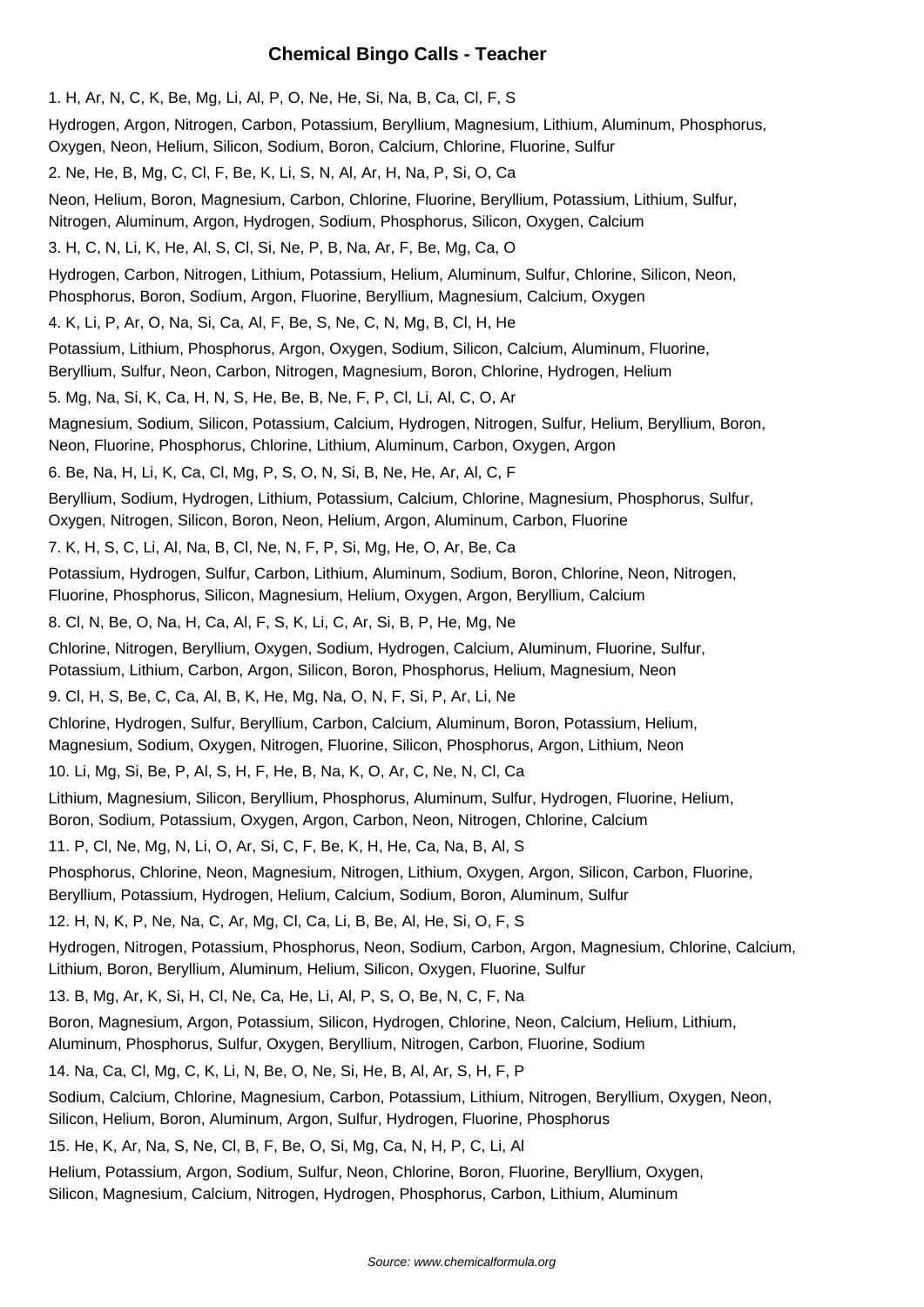# Chemical Bingo Calls - Teacher

1. H, Ar, N, C, K, Be, Mg, Li, Al, P, O, Ne, He, Si, Na, B, Ca, Cl, F, S

Hydrogen, Argon, Nitrogen, Carbon, Potassium, Beryllium, Magnesium, Lithium, Aluminum, Phosphorus, Oxygen, Neon, Helium, Silicon, Sodium, Boron, Calcium, Chlorine, Fluorine, Sulfur

2. Ne, He, B, Mg, C, Cl, F, Be, K, Li, S, N, Al, Ar, H, Na, P, Si, O, Ca

Neon, Helium, Boron, Magnesium, Carbon, Chlorine, Fluorine, Beryllium, Potassium, Lithium, Sulfur, Nitrogen, Aluminum, Argon, Hydrogen, Sodium, Phosphorus, Silicon, Oxygen, Calcium

3. H, C, N, Li, K, He, Al, S, Cl, Si, Ne, P, B, Na, Ar, F, Be, Mg, Ca, O

Hydrogen, Carbon, Nitrogen, Lithium, Potassium, Helium, Aluminum, Sulfur, Chlorine, Silicon, Neon, Phosphorus, Boron, Sodium, Argon, Fluorine, Beryllium, Magnesium, Calcium, Oxygen

4. K, Li, P, Ar, O, Na, Si, Ca, Al, F, Be, S, Ne, C, N, Mg, B, Cl, H, He

Potassium, Lithium, Phosphorus, Argon, Oxygen, Sodium, Silicon, Calcium, Aluminum, Fluorine, Beryllium, Sulfur, Neon, Carbon, Nitrogen, Magnesium, Boron, Chlorine, Hydrogen, Helium

5. Mg, Na, Si, K, Ca, H, N, S, He, Be, B, Ne, F, P, Cl, Li, Al, C, O, Ar

Magnesium, Sodium, Silicon, Potassium, Calcium, Hydrogen, Nitrogen, Sulfur, Helium, Beryllium, Boron, Neon, Fluorine, Phosphorus, Chlorine, Lithium, Aluminum, Carbon, Oxygen, Argon

6. Be, Na, H, Li, K, Ca, Cl, Mg, P, S, O, N, Si, B, Ne, He, Ar, Al, C, F

Beryllium, Sodium, Hydrogen, Lithium, Potassium, Calcium, Chlorine, Magnesium, Phosphorus, Sulfur, Oxygen, Nitrogen, Silicon, Boron, Neon, Helium, Argon, Aluminum, Carbon, Fluorine

7. K, H, S, C, Li, Al, Na, B, Cl, Ne, N, F, P, Si, Mg, He, O, Ar, Be, Ca

Potassium, Hydrogen, Sulfur, Carbon, Lithium, Aluminum, Sodium, Boron, Chlorine, Neon, Nitrogen, Fluorine, Phosphorus, Silicon, Magnesium, Helium, Oxygen, Argon, Beryllium, Calcium

8. Cl, N, Be, O, Na, H, Ca, Al, F, S, K, Li, C, Ar, Si, B, P, He, Mg, Ne

Chlorine, Nitrogen, Beryllium, Oxygen, Sodium, Hydrogen, Calcium, Aluminum, Fluorine, Sulfur, Potassium, Lithium, Carbon, Argon, Silicon, Boron, Phosphorus, Helium, Magnesium, Neon

9. Cl, H, S, Be, C, Ca, Al, B, K, He, Mg, Na, O, N, F, Si, P, Ar, Li, Ne

Chlorine, Hydrogen, Sulfur, Beryllium, Carbon, Calcium, Aluminum, Boron, Potassium, Helium, Magnesium, Sodium, Oxygen, Nitrogen, Fluorine, Silicon, Phosphorus, Argon, Lithium, Neon

10. Li, Mg, Si, Be, P, Al, S, H, F, He, B, Na, K, O, Ar, C, Ne, N, Cl, Ca

Lithium, Magnesium, Silicon, Beryllium, Phosphorus, Aluminum, Sulfur, Hydrogen, Fluorine, Helium, Boron, Sodium, Potassium, Oxygen, Argon, Carbon, Neon, Nitrogen, Chlorine, Calcium

11. P, Cl, Ne, Mg, N, Li, O, Ar, Si, C, F, Be, K, H, He, Ca, Na, B, Al, S

Phosphorus, Chlorine, Neon, Magnesium, Nitrogen, Lithium, Oxygen, Argon, Silicon, Carbon, Fluorine, Beryllium, Potassium, Hydrogen, Helium, Calcium, Sodium, Boron, Aluminum, Sulfur

12. H, N, K, P, Ne, Na, C, Ar, Mg, Cl, Ca, Li, B, Be, Al, He, Si, O, F, S

Hydrogen, Nitrogen, Potassium, Phosphorus, Neon, Sodium, Carbon, Argon, Magnesium, Chlorine, Calcium, Lithium, Boron, Beryllium, Aluminum, Helium, Silicon, Oxygen, Fluorine, Sulfur

13. B, Mg, Ar, K, Si, H, Cl, Ne, Ca, He, Li, Al, P, S, O, Be, N, C, F, Na

Boron, Magnesium, Argon, Potassium, Silicon, Hydrogen, Chlorine, Neon, Calcium, Helium, Lithium, Aluminum, Phosphorus, Sulfur, Oxygen, Beryllium, Nitrogen, Carbon, Fluorine, Sodium

14. Na, Ca, Cl, Mg, C, K, Li, N, Be, O, Ne, Si, He, B, Al, Ar, S, H, F, P

Sodium, Calcium, Chlorine, Magnesium, Carbon, Potassium, Lithium, Nitrogen, Beryllium, Oxygen, Neon, Silicon, Helium, Boron, Aluminum, Argon, Sulfur, Hydrogen, Fluorine, Phosphorus

15. He, K, Ar, Na, S, Ne, Cl, B, F, Be, O, Si, Mg, Ca, N, H, P, C, Li, Al

Helium, Potassium, Argon, Sodium, Sulfur, Neon, Chlorine, Boron, Fluorine, Beryllium, Oxygen, Silicon, Magnesium, Calcium, Nitrogen, Hydrogen, Phosphorus, Carbon, Lithium, Aluminum

Source: www.chemicalformula.org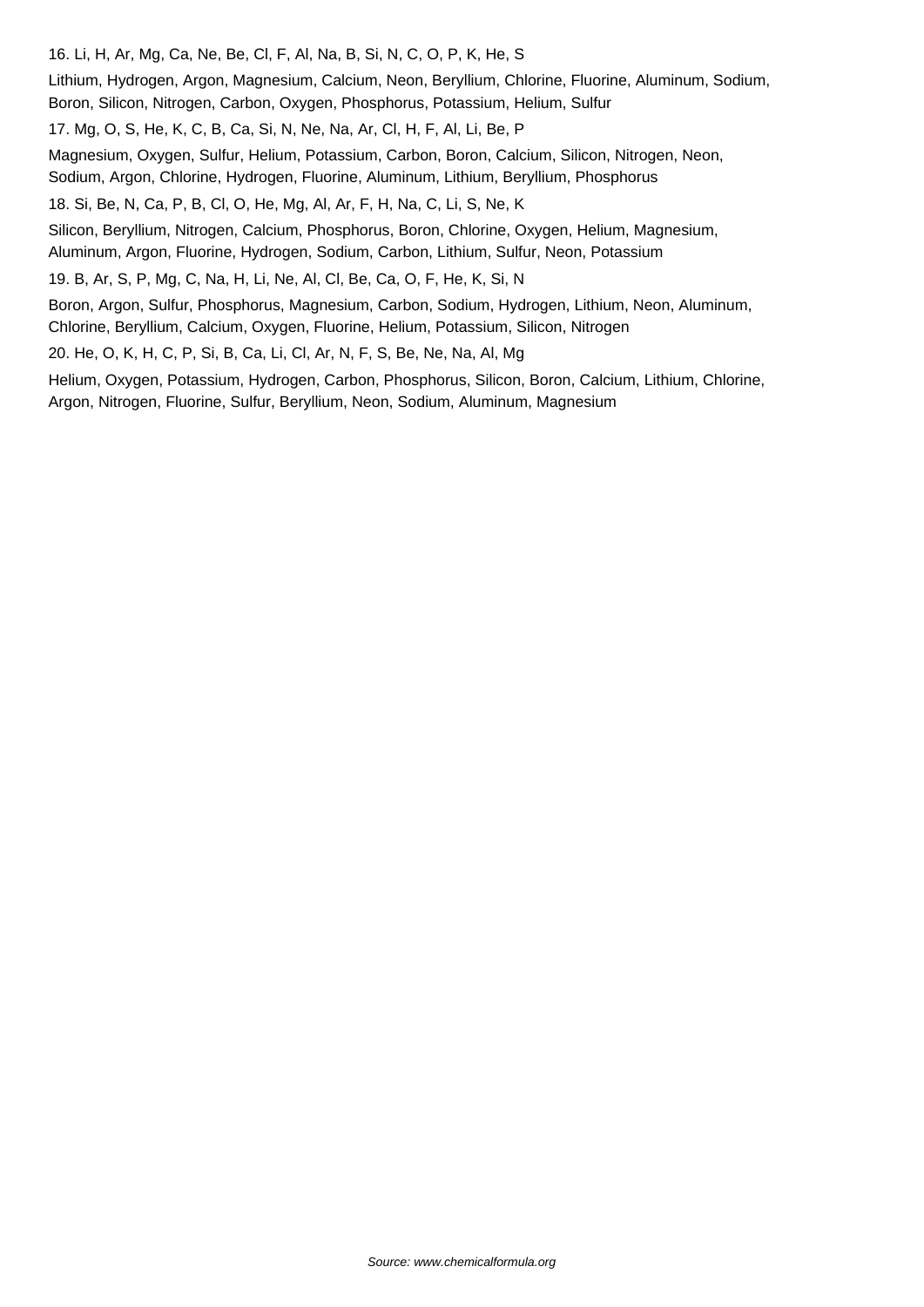16. Li, H, Ar, Mg, Ca, Ne, Be, Cl, F, Al, Na, B, Si, N, C, O, P, K, He, S

Lithium, Hydrogen, Argon, Magnesium, Calcium, Neon, Beryllium, Chlorine, Fluorine, Aluminum, Sodium, Boron, Silicon, Nitrogen, Carbon, Oxygen, Phosphorus, Potassium, Helium, Sulfur

17. Mg, O, S, He, K, C, B, Ca, Si, N, Ne, Na, Ar, Cl, H, F, Al, Li, Be, P

Magnesium, Oxygen, Sulfur, Helium, Potassium, Carbon, Boron, Calcium, Silicon, Nitrogen, Neon, Sodium, Argon, Chlorine, Hydrogen, Fluorine, Aluminum, Lithium, Beryllium, Phosphorus

18. Si, Be, N, Ca, P, B, Cl, O, He, Mg, Al, Ar, F, H, Na, C, Li, S, Ne, K

Silicon, Beryllium, Nitrogen, Calcium, Phosphorus, Boron, Chlorine, Oxygen, Helium, Magnesium, Aluminum, Argon, Fluorine, Hydrogen, Sodium, Carbon, Lithium, Sulfur, Neon, Potassium

19. B, Ar, S, P, Mg, C, Na, H, Li, Ne, Al, Cl, Be, Ca, O, F, He, K, Si, N

Boron, Argon, Sulfur, Phosphorus, Magnesium, Carbon, Sodium, Hydrogen, Lithium, Neon, Aluminum, Chlorine, Beryllium, Calcium, Oxygen, Fluorine, Helium, Potassium, Silicon, Nitrogen

20. He, O, K, H, C, P, Si, B, Ca, Li, Cl, Ar, N, F, S, Be, Ne, Na, Al, Mg

Helium, Oxygen, Potassium, Hydrogen, Carbon, Phosphorus, Silicon, Boron, Calcium, Lithium, Chlorine, Argon, Nitrogen, Fluorine, Sulfur, Beryllium, Neon, Sodium, Aluminum, Magnesium